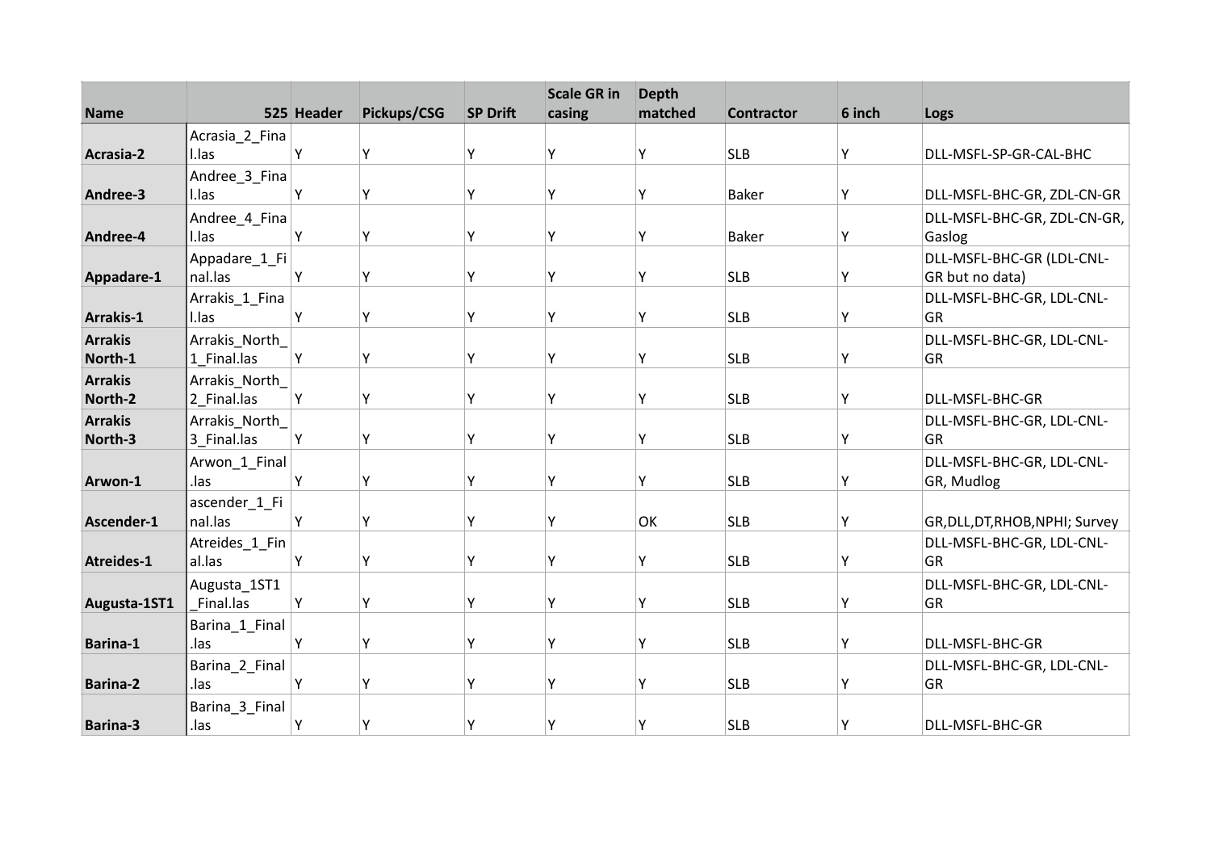| Name | 525 | Header | Pickups/CSG | SP Drift | Scale GR in casing | Depth matched | Contractor | 6 inch | Logs |
|---|---|---|---|---|---|---|---|---|---|
| **Acrasia-2** | Acrasia_2_Final.las | Y | Y | Y | Y | Y | SLB | Y | DLL-MSFL-SP-GR-CAL-BHC |
| **Andree-3** | Andree_3_Final.las | Y | Y | Y | Y | Y | Baker | Y | DLL-MSFL-BHC-GR, ZDL-CN-GR |
| **Andree-4** | Andree_4_Final.las | Y | Y | Y | Y | Y | Baker | Y | DLL-MSFL-BHC-GR, ZDL-CN-GR, Gaslog |
| **Appadare-1** | Appadare_1_Final.las | Y | Y | Y | Y | Y | SLB | Y | DLL-MSFL-BHC-GR (LDL-CNL-GR but no data) |
| **Arrakis-1** | Arrakis_1_Final.las | Y | Y | Y | Y | Y | SLB | Y | DLL-MSFL-BHC-GR, LDL-CNL-GR |
| **Arrakis North-1** | Arrakis_North_1_Final.las | Y | Y | Y | Y | Y | SLB | Y | DLL-MSFL-BHC-GR, LDL-CNL-GR |
| **Arrakis North-2** | Arrakis_North_2_Final.las | Y | Y | Y | Y | Y | SLB | Y | DLL-MSFL-BHC-GR |
| **Arrakis North-3** | Arrakis_North_3_Final.las | Y | Y | Y | Y | Y | SLB | Y | DLL-MSFL-BHC-GR, LDL-CNL-GR |
| **Arwon-1** | Arwon_1_Final.las | Y | Y | Y | Y | Y | SLB | Y | DLL-MSFL-BHC-GR, LDL-CNL-GR, Mudlog |
| **Ascender-1** | ascender_1_Final.las | Y | Y | Y | Y | OK | SLB | Y | GR,DLL,DT,RHOB,NPHI; Survey |
| **Atreides-1** | Atreides_1_Final.las | Y | Y | Y | Y | Y | SLB | Y | DLL-MSFL-BHC-GR, LDL-CNL-GR |
| **Augusta-1ST1** | Augusta_1ST1_Final.las | Y | Y | Y | Y | Y | SLB | Y | DLL-MSFL-BHC-GR, LDL-CNL-GR |
| **Barina-1** | Barina_1_Final.las | Y | Y | Y | Y | Y | SLB | Y | DLL-MSFL-BHC-GR |
| **Barina-2** | Barina_2_Final.las | Y | Y | Y | Y | Y | SLB | Y | DLL-MSFL-BHC-GR, LDL-CNL-GR |
| **Barina-3** | Barina_3_Final.las | Y | Y | Y | Y | Y | SLB | Y | DLL-MSFL-BHC-GR |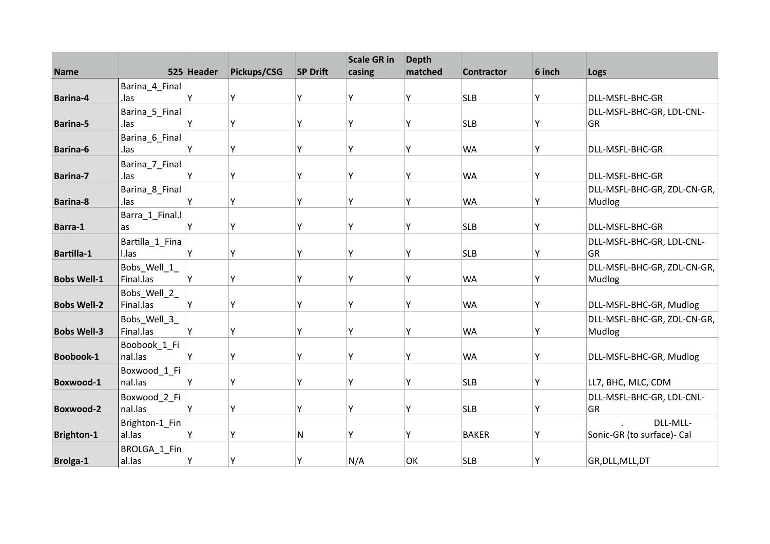| Name | 525 | Header | Pickups/CSG | SP Drift | Scale GR in casing | Depth matched | Contractor | 6 inch | Logs |
|---|---|---|---|---|---|---|---|---|---|
| **Barina-4** | Barina_4_Final.las | Y | Y | Y | Y | Y | SLB | Y | DLL-MSFL-BHC-GR |
| **Barina-5** | Barina_5_Final.las | Y | Y | Y | Y | Y | SLB | Y | DLL-MSFL-BHC-GR, LDL-CNL-GR |
| **Barina-6** | Barina_6_Final.las | Y | Y | Y | Y | Y | WA | Y | DLL-MSFL-BHC-GR |
| **Barina-7** | Barina_7_Final.las | Y | Y | Y | Y | Y | WA | Y | DLL-MSFL-BHC-GR |
| **Barina-8** | Barina_8_Final.las | Y | Y | Y | Y | Y | WA | Y | DLL-MSFL-BHC-GR, ZDL-CN-GR, Mudlog |
| **Barra-1** | Barra_1_Final.las | Y | Y | Y | Y | Y | SLB | Y | DLL-MSFL-BHC-GR |
| **Bartilla-1** | Bartilla_1_Final.las | Y | Y | Y | Y | Y | SLB | Y | DLL-MSFL-BHC-GR, LDL-CNL-GR |
| **Bobs Well-1** | Bobs_Well_1_Final.las | Y | Y | Y | Y | Y | WA | Y | DLL-MSFL-BHC-GR, ZDL-CN-GR, Mudlog |
| **Bobs Well-2** | Bobs_Well_2_Final.las | Y | Y | Y | Y | Y | WA | Y | DLL-MSFL-BHC-GR, Mudlog |
| **Bobs Well-3** | Bobs_Well_3_Final.las | Y | Y | Y | Y | Y | WA | Y | DLL-MSFL-BHC-GR, ZDL-CN-GR, Mudlog |
| **Boobook-1** | Boobook_1_Final.las | Y | Y | Y | Y | Y | WA | Y | DLL-MSFL-BHC-GR, Mudlog |
| **Boxwood-1** | Boxwood_1_Final.las | Y | Y | Y | Y | Y | SLB | Y | LL7, BHC, MLC, CDM |
| **Boxwood-2** | Boxwood_2_Final.las | Y | Y | Y | Y | Y | SLB | Y | DLL-MSFL-BHC-GR, LDL-CNL-GR |
| **Brighton-1** | Brighton-1_Final.las | Y | Y | N | Y | Y | BAKER | Y | . DLL-MLL-Sonic-GR (to surface)- Cal |
| **Brolga-1** | BROLGA_1_Final.las | Y | Y | Y | N/A | OK | SLB | Y | GR,DLL,MLL,DT |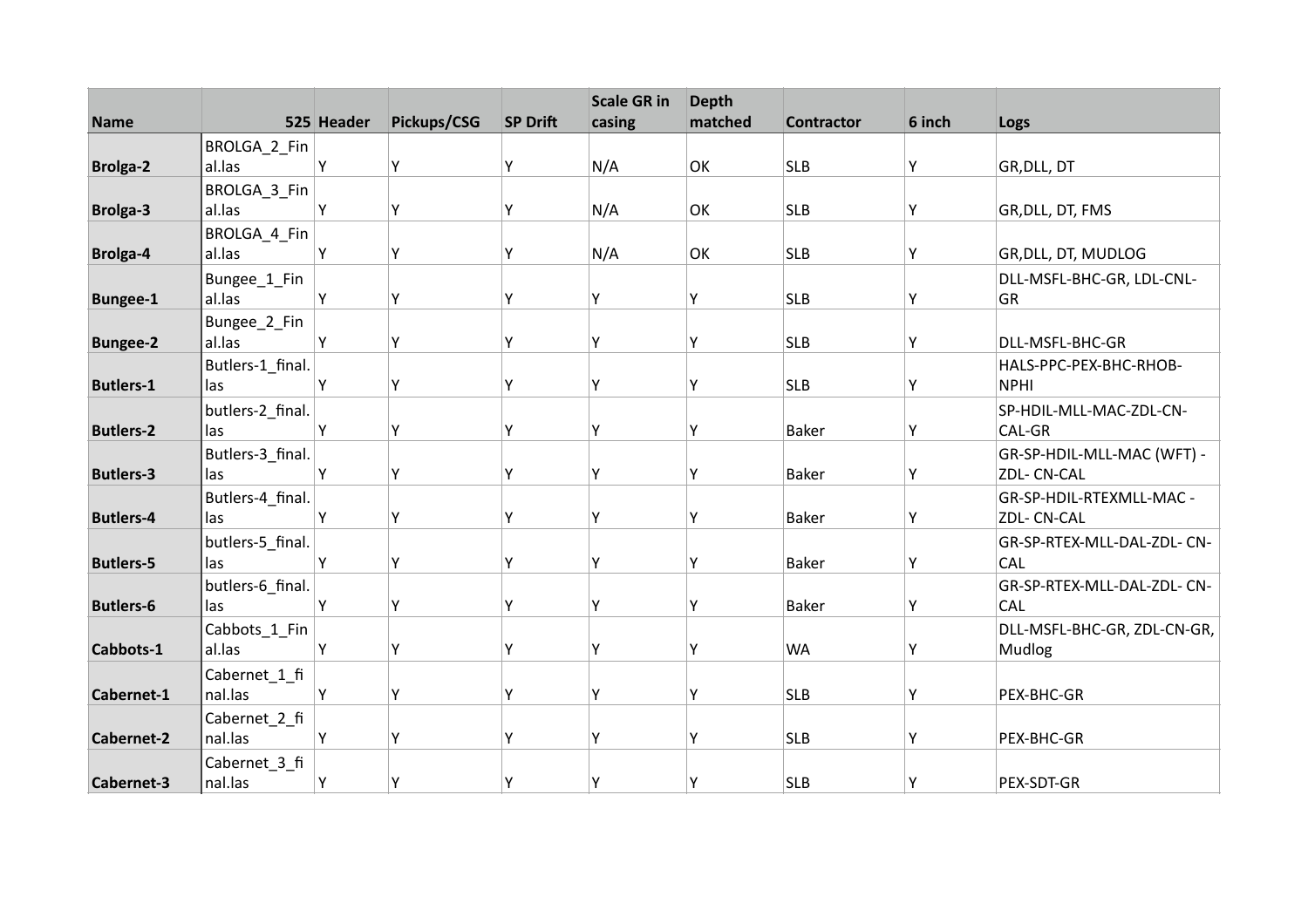| Name | 525 | Header | Pickups/CSG | SP Drift | Scale GR in casing | Depth matched | Contractor | 6 inch | Logs |
|---|---|---|---|---|---|---|---|---|---|
| **Brolga-2** | BROLGA_2_Final.las | Y | Y | Y | N/A | OK | SLB | Y | GR,DLL, DT |
| **Brolga-3** | BROLGA_3_Final.las | Y | Y | Y | N/A | OK | SLB | Y | GR,DLL, DT, FMS |
| **Brolga-4** | BROLGA_4_Final.las | Y | Y | Y | N/A | OK | SLB | Y | GR,DLL, DT, MUDLOG |
| **Bungee-1** | Bungee_1_Final.las | Y | Y | Y | Y | Y | SLB | Y | DLL-MSFL-BHC-GR, LDL-CNL-GR |
| **Bungee-2** | Bungee_2_Final.las | Y | Y | Y | Y | Y | SLB | Y | DLL-MSFL-BHC-GR |
| **Butlers-1** | Butlers-1_final.las | Y | Y | Y | Y | Y | SLB | Y | HALS-PPC-PEX-BHC-RHOB-NPHI |
| **Butlers-2** | butlers-2_final.las | Y | Y | Y | Y | Y | Baker | Y | SP-HDIL-MLL-MAC-ZDL-CN-CAL-GR |
| **Butlers-3** | Butlers-3_final.las | Y | Y | Y | Y | Y | Baker | Y | GR-SP-HDIL-MLL-MAC (WFT) -ZDL- CN-CAL |
| **Butlers-4** | Butlers-4_final.las | Y | Y | Y | Y | Y | Baker | Y | GR-SP-HDIL-RTEXMLL-MAC -ZDL- CN-CAL |
| **Butlers-5** | butlers-5_final.las | Y | Y | Y | Y | Y | Baker | Y | GR-SP-RTEX-MLL-DAL-ZDL- CN-CAL |
| **Butlers-6** | butlers-6_final.las | Y | Y | Y | Y | Y | Baker | Y | GR-SP-RTEX-MLL-DAL-ZDL- CN-CAL |
| **Cabbots-1** | Cabbots_1_Final.las | Y | Y | Y | Y | Y | WA | Y | DLL-MSFL-BHC-GR, ZDL-CN-GR, Mudlog |
| **Cabernet-1** | Cabernet_1_final.las | Y | Y | Y | Y | Y | SLB | Y | PEX-BHC-GR |
| **Cabernet-2** | Cabernet_2_final.las | Y | Y | Y | Y | Y | SLB | Y | PEX-BHC-GR |
| **Cabernet-3** | Cabernet_3_final.las | Y | Y | Y | Y | Y | SLB | Y | PEX-SDT-GR |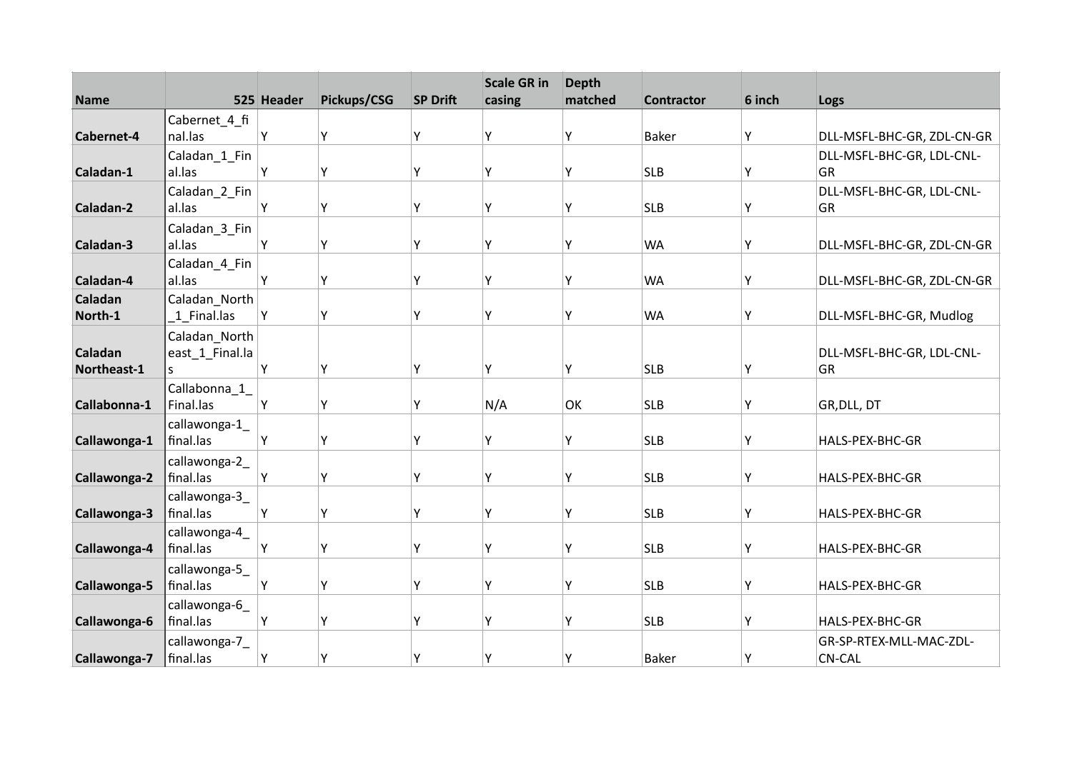| Name | 525 | Header | Pickups/CSG | SP Drift | Scale GR in casing | Depth matched | Contractor | 6 inch | Logs |
|---|---|---|---|---|---|---|---|---|---|
| **Cabernet-4** | Cabernet_4_final.las | Y | Y | Y | Y | Y | Baker | Y | DLL-MSFL-BHC-GR, ZDL-CN-GR |
| **Caladan-1** | Caladan_1_Final.las | Y | Y | Y | Y | Y | SLB | Y | DLL-MSFL-BHC-GR, LDL-CNL-GR |
| **Caladan-2** | Caladan_2_Final.las | Y | Y | Y | Y | Y | SLB | Y | DLL-MSFL-BHC-GR, LDL-CNL-GR |
| **Caladan-3** | Caladan_3_Final.las | Y | Y | Y | Y | Y | WA | Y | DLL-MSFL-BHC-GR, ZDL-CN-GR |
| **Caladan-4** | Caladan_4_Final.las | Y | Y | Y | Y | Y | WA | Y | DLL-MSFL-BHC-GR, ZDL-CN-GR |
| **Caladan North-1** | Caladan_North_1_Final.las | Y | Y | Y | Y | Y | WA | Y | DLL-MSFL-BHC-GR, Mudlog |
| **Caladan Northeast-1** | Caladan_Northeast_1_Final.las | Y | Y | Y | Y | Y | SLB | Y | DLL-MSFL-BHC-GR, LDL-CNL-GR |
| **Callabonna-1** | Callabonna_1_Final.las | Y | Y | Y | N/A | OK | SLB | Y | GR,DLL, DT |
| **Callawonga-1** | callawonga-1_final.las | Y | Y | Y | Y | Y | SLB | Y | HALS-PEX-BHC-GR |
| **Callawonga-2** | callawonga-2_final.las | Y | Y | Y | Y | Y | SLB | Y | HALS-PEX-BHC-GR |
| **Callawonga-3** | callawonga-3_final.las | Y | Y | Y | Y | Y | SLB | Y | HALS-PEX-BHC-GR |
| **Callawonga-4** | callawonga-4_final.las | Y | Y | Y | Y | Y | SLB | Y | HALS-PEX-BHC-GR |
| **Callawonga-5** | callawonga-5_final.las | Y | Y | Y | Y | Y | SLB | Y | HALS-PEX-BHC-GR |
| **Callawonga-6** | callawonga-6_final.las | Y | Y | Y | Y | Y | SLB | Y | HALS-PEX-BHC-GR |
| **Callawonga-7** | callawonga-7_final.las | Y | Y | Y | Y | Y | Baker | Y | GR-SP-RTEX-MLL-MAC-ZDL-CN-CAL |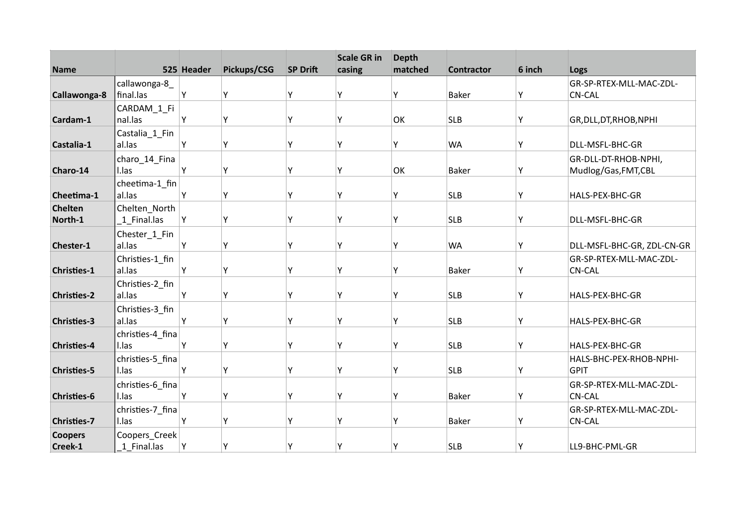| Name | 525 | Header | Pickups/CSG | SP Drift | Scale GR in casing | Depth matched | Contractor | 6 inch | Logs |
|---|---|---|---|---|---|---|---|---|---|
| **Callawonga-8** | callawonga-8_final.las | Y | Y | Y | Y | Y | Baker | Y | GR-SP-RTEX-MLL-MAC-ZDL-CN-CAL |
| **Cardam-1** | CARDAM_1_Final.las | Y | Y | Y | Y | OK | SLB | Y | GR,DLL,DT,RHOB,NPHI |
| **Castalia-1** | Castalia_1_Final.las | Y | Y | Y | Y | Y | WA | Y | DLL-MSFL-BHC-GR |
| **Charo-14** | charo_14_Final.las | Y | Y | Y | Y | OK | Baker | Y | GR-DLL-DT-RHOB-NPHI, Mudlog/Gas,FMT,CBL |
| **Cheetima-1** | cheetima-1_final.las | Y | Y | Y | Y | Y | SLB | Y | HALS-PEX-BHC-GR |
| **Chelten North-1** | Chelten_North_1_Final.las | Y | Y | Y | Y | Y | SLB | Y | DLL-MSFL-BHC-GR |
| **Chester-1** | Chester_1_Final.las | Y | Y | Y | Y | Y | WA | Y | DLL-MSFL-BHC-GR, ZDL-CN-GR |
| **Christies-1** | Christies-1_final.las | Y | Y | Y | Y | Y | Baker | Y | GR-SP-RTEX-MLL-MAC-ZDL-CN-CAL |
| **Christies-2** | Christies-2_final.las | Y | Y | Y | Y | Y | SLB | Y | HALS-PEX-BHC-GR |
| **Christies-3** | Christies-3_final.las | Y | Y | Y | Y | Y | SLB | Y | HALS-PEX-BHC-GR |
| **Christies-4** | christies-4_final.las | Y | Y | Y | Y | Y | SLB | Y | HALS-PEX-BHC-GR |
| **Christies-5** | christies-5_final.las | Y | Y | Y | Y | Y | SLB | Y | HALS-BHC-PEX-RHOB-NPHI-GPIT |
| **Christies-6** | christies-6_final.las | Y | Y | Y | Y | Y | Baker | Y | GR-SP-RTEX-MLL-MAC-ZDL-CN-CAL |
| **Christies-7** | christies-7_final.las | Y | Y | Y | Y | Y | Baker | Y | GR-SP-RTEX-MLL-MAC-ZDL-CN-CAL |
| **Coopers Creek-1** | Coopers_Creek_1_Final.las | Y | Y | Y | Y | Y | SLB | Y | LL9-BHC-PML-GR |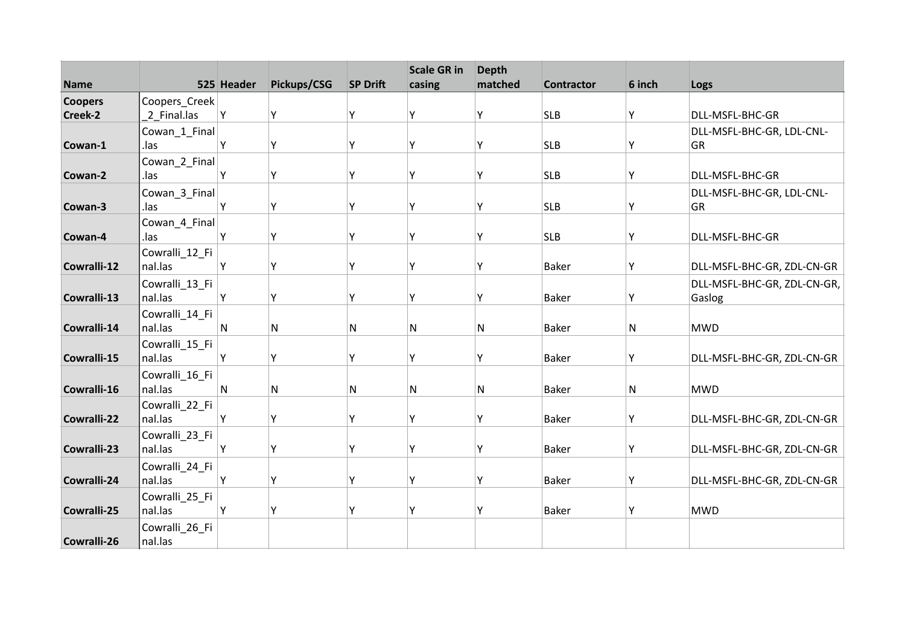| Name | 525 | Header | Pickups/CSG | SP Drift | Scale GR in casing | Depth matched | Contractor | 6 inch | Logs |
|---|---|---|---|---|---|---|---|---|---|
| **Coopers Creek-2** | Coopers_Creek_2_Final.las | Y | Y | Y | Y | Y | SLB | Y | DLL-MSFL-BHC-GR |
| **Cowan-1** | Cowan_1_Final.las | Y | Y | Y | Y | Y | SLB | Y | DLL-MSFL-BHC-GR, LDL-CNL-GR |
| **Cowan-2** | Cowan_2_Final.las | Y | Y | Y | Y | Y | SLB | Y | DLL-MSFL-BHC-GR |
| **Cowan-3** | Cowan_3_Final.las | Y | Y | Y | Y | Y | SLB | Y | DLL-MSFL-BHC-GR, LDL-CNL-GR |
| **Cowan-4** | Cowan_4_Final.las | Y | Y | Y | Y | Y | SLB | Y | DLL-MSFL-BHC-GR |
| **Cowralli-12** | Cowralli_12_Final.las | Y | Y | Y | Y | Y | Baker | Y | DLL-MSFL-BHC-GR, ZDL-CN-GR |
| **Cowralli-13** | Cowralli_13_Final.las | Y | Y | Y | Y | Y | Baker | Y | DLL-MSFL-BHC-GR, ZDL-CN-GR, Gaslog |
| **Cowralli-14** | Cowralli_14_Final.las | N | N | N | N | N | Baker | N | MWD |
| **Cowralli-15** | Cowralli_15_Final.las | Y | Y | Y | Y | Y | Baker | Y | DLL-MSFL-BHC-GR, ZDL-CN-GR |
| **Cowralli-16** | Cowralli_16_Final.las | N | N | N | N | N | Baker | N | MWD |
| **Cowralli-22** | Cowralli_22_Final.las | Y | Y | Y | Y | Y | Baker | Y | DLL-MSFL-BHC-GR, ZDL-CN-GR |
| **Cowralli-23** | Cowralli_23_Final.las | Y | Y | Y | Y | Y | Baker | Y | DLL-MSFL-BHC-GR, ZDL-CN-GR |
| **Cowralli-24** | Cowralli_24_Final.las | Y | Y | Y | Y | Y | Baker | Y | DLL-MSFL-BHC-GR, ZDL-CN-GR |
| **Cowralli-25** | Cowralli_25_Final.las | Y | Y | Y | Y | Y | Baker | Y | MWD |
| **Cowralli-26** | Cowralli_26_Final.las | | | | | | | | |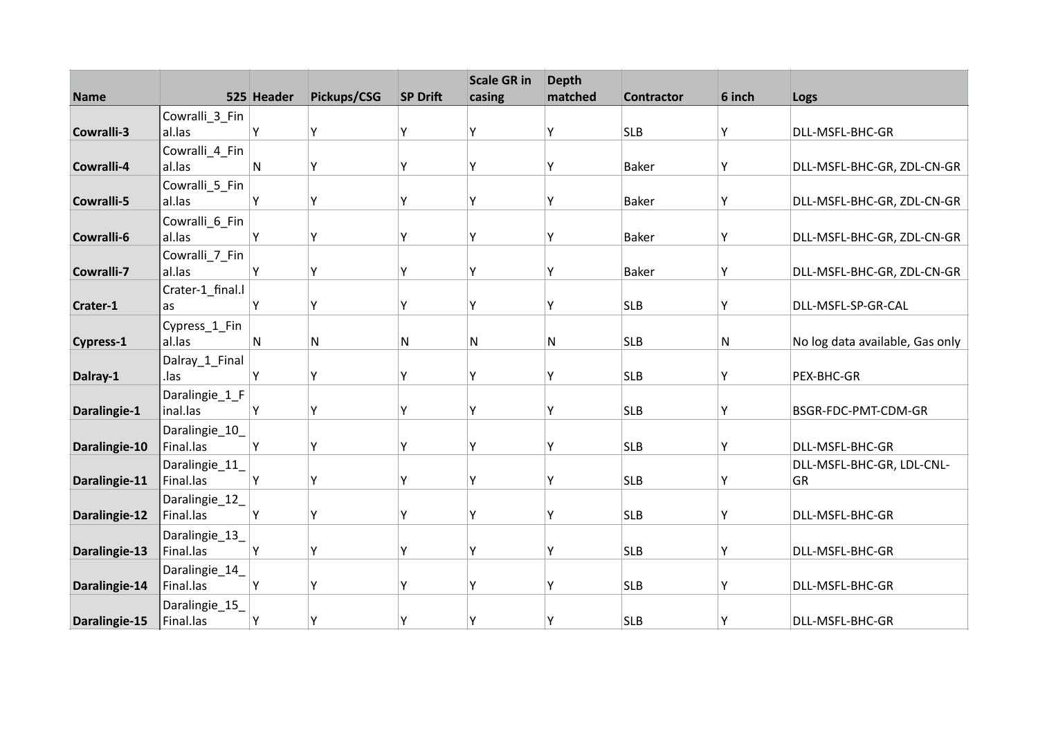| Name | 525 | Header | Pickups/CSG | SP Drift | Scale GR in casing | Depth matched | Contractor | 6 inch | Logs |
|---|---|---|---|---|---|---|---|---|---|
| Cowralli-3 | Cowralli_3_Final.las | Y | Y | Y | Y | Y | SLB | Y | DLL-MSFL-BHC-GR |
| Cowralli-4 | Cowralli_4_Final.las | N | Y | Y | Y | Y | Baker | Y | DLL-MSFL-BHC-GR, ZDL-CN-GR |
| Cowralli-5 | Cowralli_5_Final.las | Y | Y | Y | Y | Y | Baker | Y | DLL-MSFL-BHC-GR, ZDL-CN-GR |
| Cowralli-6 | Cowralli_6_Final.las | Y | Y | Y | Y | Y | Baker | Y | DLL-MSFL-BHC-GR, ZDL-CN-GR |
| Cowralli-7 | Cowralli_7_Final.las | Y | Y | Y | Y | Y | Baker | Y | DLL-MSFL-BHC-GR, ZDL-CN-GR |
| Crater-1 | Crater-1_final.las | Y | Y | Y | Y | Y | SLB | Y | DLL-MSFL-SP-GR-CAL |
| Cypress-1 | Cypress_1_Final.las | N | N | N | N | N | SLB | N | No log data available, Gas only |
| Dalray-1 | Dalray_1_Final.las | Y | Y | Y | Y | Y | SLB | Y | PEX-BHC-GR |
| Daralingie-1 | Daralingie_1_Final.las | Y | Y | Y | Y | Y | SLB | Y | BSGR-FDC-PMT-CDM-GR |
| Daralingie-10 | Daralingie_10_Final.las | Y | Y | Y | Y | Y | SLB | Y | DLL-MSFL-BHC-GR |
| Daralingie-11 | Daralingie_11_Final.las | Y | Y | Y | Y | Y | SLB | Y | DLL-MSFL-BHC-GR, LDL-CNL-GR |
| Daralingie-12 | Daralingie_12_Final.las | Y | Y | Y | Y | Y | SLB | Y | DLL-MSFL-BHC-GR |
| Daralingie-13 | Daralingie_13_Final.las | Y | Y | Y | Y | Y | SLB | Y | DLL-MSFL-BHC-GR |
| Daralingie-14 | Daralingie_14_Final.las | Y | Y | Y | Y | Y | SLB | Y | DLL-MSFL-BHC-GR |
| Daralingie-15 | Daralingie_15_Final.las | Y | Y | Y | Y | Y | SLB | Y | DLL-MSFL-BHC-GR |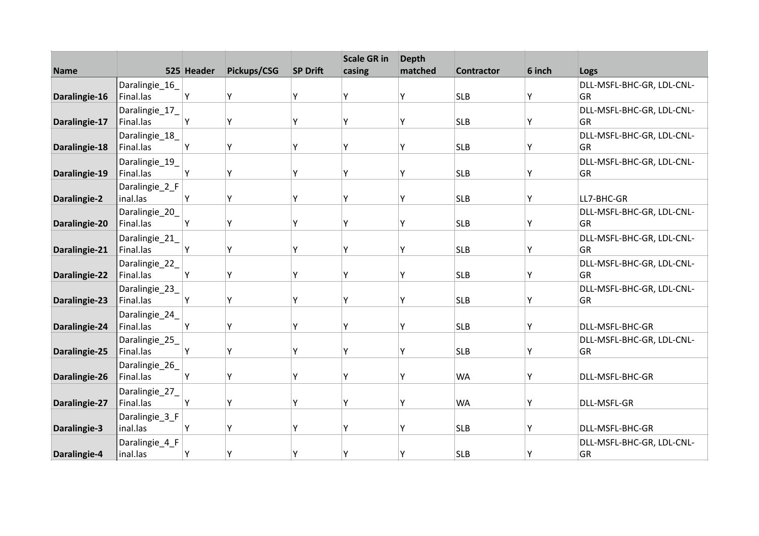| Name | 525 | Header | Pickups/CSG | SP Drift | Scale GR in casing | Depth matched | Contractor | 6 inch | Logs |
|---|---|---|---|---|---|---|---|---|---|
| Daralingie-16 | Daralingie_16_Final.las | Y | Y | Y | Y | Y | SLB | Y | DLL-MSFL-BHC-GR, LDL-CNL-GR |
| Daralingie-17 | Daralingie_17_Final.las | Y | Y | Y | Y | Y | SLB | Y | DLL-MSFL-BHC-GR, LDL-CNL-GR |
| Daralingie-18 | Daralingie_18_Final.las | Y | Y | Y | Y | Y | SLB | Y | DLL-MSFL-BHC-GR, LDL-CNL-GR |
| Daralingie-19 | Daralingie_19_Final.las | Y | Y | Y | Y | Y | SLB | Y | DLL-MSFL-BHC-GR, LDL-CNL-GR |
| Daralingie-2 | Daralingie_2_Final.las | Y | Y | Y | Y | Y | SLB | Y | LL7-BHC-GR |
| Daralingie-20 | Daralingie_20_Final.las | Y | Y | Y | Y | Y | SLB | Y | DLL-MSFL-BHC-GR, LDL-CNL-GR |
| Daralingie-21 | Daralingie_21_Final.las | Y | Y | Y | Y | Y | SLB | Y | DLL-MSFL-BHC-GR, LDL-CNL-GR |
| Daralingie-22 | Daralingie_22_Final.las | Y | Y | Y | Y | Y | SLB | Y | DLL-MSFL-BHC-GR, LDL-CNL-GR |
| Daralingie-23 | Daralingie_23_Final.las | Y | Y | Y | Y | Y | SLB | Y | DLL-MSFL-BHC-GR, LDL-CNL-GR |
| Daralingie-24 | Daralingie_24_Final.las | Y | Y | Y | Y | Y | SLB | Y | DLL-MSFL-BHC-GR |
| Daralingie-25 | Daralingie_25_Final.las | Y | Y | Y | Y | Y | SLB | Y | DLL-MSFL-BHC-GR, LDL-CNL-GR |
| Daralingie-26 | Daralingie_26_Final.las | Y | Y | Y | Y | Y | WA | Y | DLL-MSFL-BHC-GR |
| Daralingie-27 | Daralingie_27_Final.las | Y | Y | Y | Y | Y | WA | Y | DLL-MSFL-GR |
| Daralingie-3 | Daralingie_3_Final.las | Y | Y | Y | Y | Y | SLB | Y | DLL-MSFL-BHC-GR |
| Daralingie-4 | Daralingie_4_Final.las | Y | Y | Y | Y | Y | SLB | Y | DLL-MSFL-BHC-GR, LDL-CNL-GR |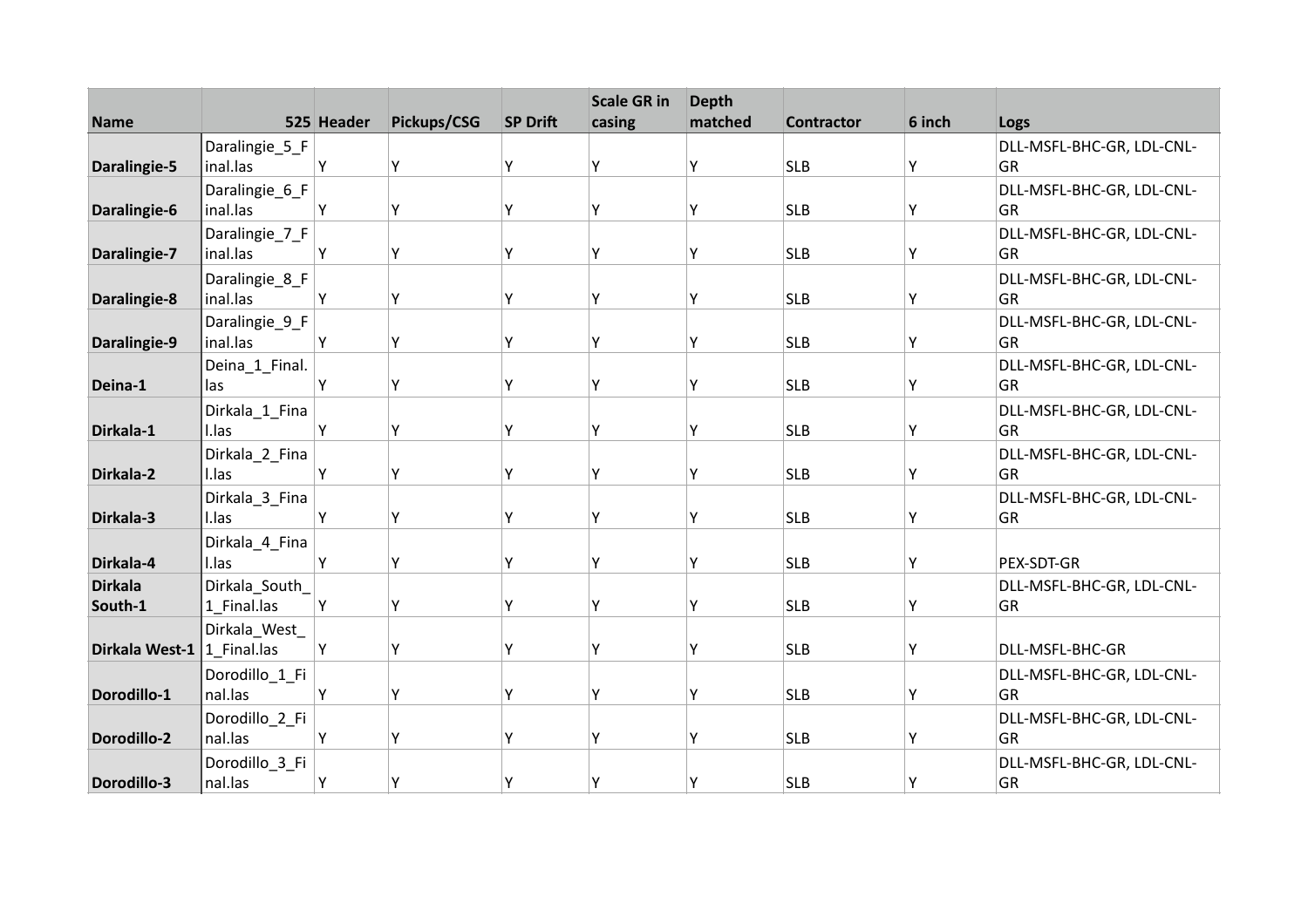| Name | 525 | Header | Pickups/CSG | SP Drift | Scale GR in casing | Depth matched | Contractor | 6 inch | Logs |
|---|---|---|---|---|---|---|---|---|---|
| **Daralingie-5** | Daralingie_5_Final.las | Y | Y | Y | Y | Y | SLB | Y | DLL-MSFL-BHC-GR, LDL-CNL-GR |
| **Daralingie-6** | Daralingie_6_Final.las | Y | Y | Y | Y | Y | SLB | Y | DLL-MSFL-BHC-GR, LDL-CNL-GR |
| **Daralingie-7** | Daralingie_7_Final.las | Y | Y | Y | Y | Y | SLB | Y | DLL-MSFL-BHC-GR, LDL-CNL-GR |
| **Daralingie-8** | Daralingie_8_Final.las | Y | Y | Y | Y | Y | SLB | Y | DLL-MSFL-BHC-GR, LDL-CNL-GR |
| **Daralingie-9** | Daralingie_9_Final.las | Y | Y | Y | Y | Y | SLB | Y | DLL-MSFL-BHC-GR, LDL-CNL-GR |
| **Deina-1** | Deina_1_Final.las | Y | Y | Y | Y | Y | SLB | Y | DLL-MSFL-BHC-GR, LDL-CNL-GR |
| **Dirkala-1** | Dirkala_1_Final.las | Y | Y | Y | Y | Y | SLB | Y | DLL-MSFL-BHC-GR, LDL-CNL-GR |
| **Dirkala-2** | Dirkala_2_Final.las | Y | Y | Y | Y | Y | SLB | Y | DLL-MSFL-BHC-GR, LDL-CNL-GR |
| **Dirkala-3** | Dirkala_3_Final.las | Y | Y | Y | Y | Y | SLB | Y | DLL-MSFL-BHC-GR, LDL-CNL-GR |
| **Dirkala-4** | Dirkala_4_Final.las | Y | Y | Y | Y | Y | SLB | Y | PEX-SDT-GR |
| **Dirkala South-1** | Dirkala_South_1_Final.las | Y | Y | Y | Y | Y | SLB | Y | DLL-MSFL-BHC-GR, LDL-CNL-GR |
| **Dirkala West-1** | Dirkala_West_1_Final.las | Y | Y | Y | Y | Y | SLB | Y | DLL-MSFL-BHC-GR |
| **Dorodillo-1** | Dorodillo_1_Final.las | Y | Y | Y | Y | Y | SLB | Y | DLL-MSFL-BHC-GR, LDL-CNL-GR |
| **Dorodillo-2** | Dorodillo_2_Final.las | Y | Y | Y | Y | Y | SLB | Y | DLL-MSFL-BHC-GR, LDL-CNL-GR |
| **Dorodillo-3** | Dorodillo_3_Final.las | Y | Y | Y | Y | Y | SLB | Y | DLL-MSFL-BHC-GR, LDL-CNL-GR |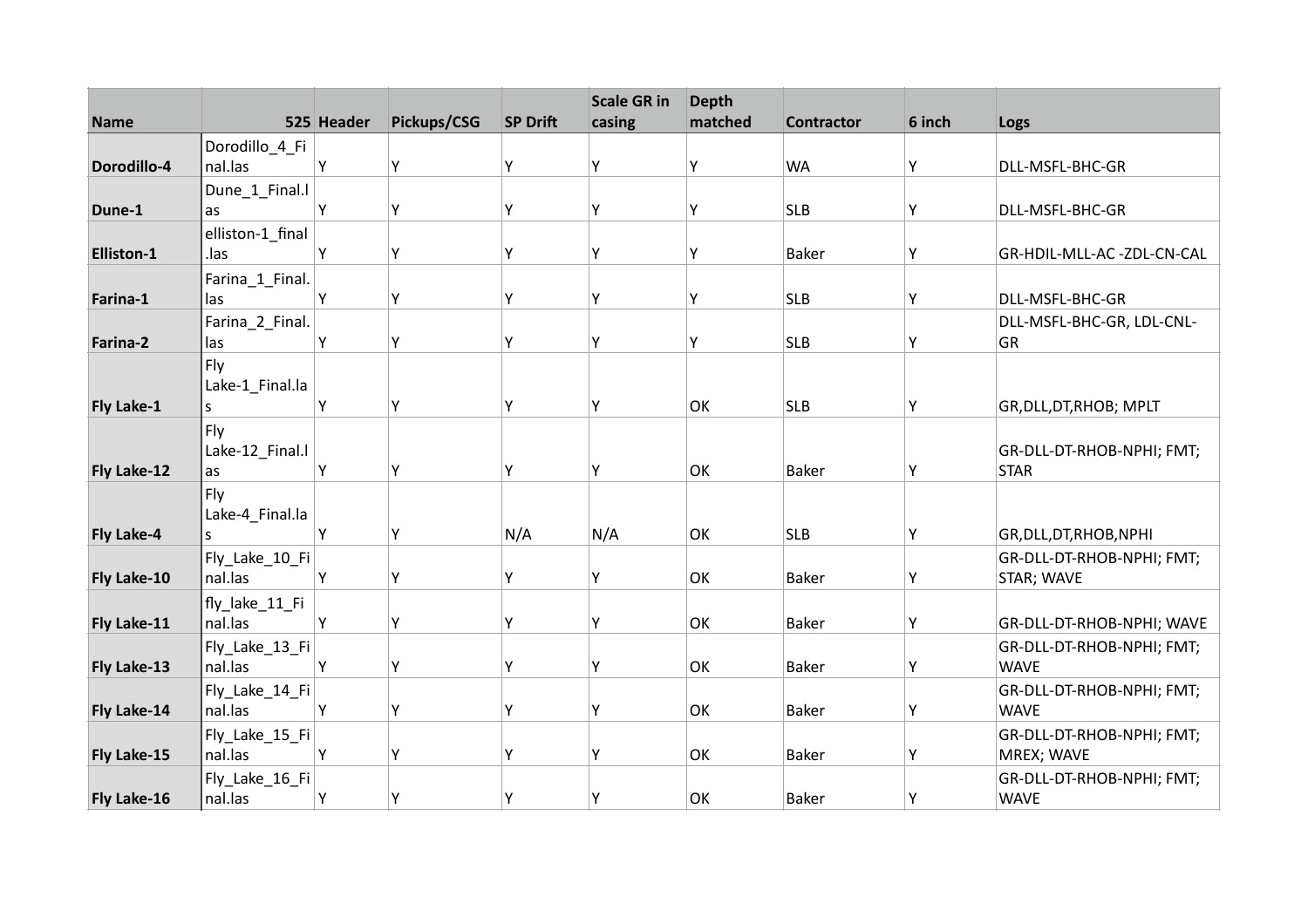| Name | 525 | Header | Pickups/CSG | SP Drift | Scale GR in casing | Depth matched | Contractor | 6 inch | Logs |
|---|---|---|---|---|---|---|---|---|---|
| Dorodillo-4 | Dorodillo_4_Final.las | Y | Y | Y | Y | Y | WA | Y | DLL-MSFL-BHC-GR |
| Dune-1 | Dune_1_Final.las | Y | Y | Y | Y | Y | SLB | Y | DLL-MSFL-BHC-GR |
| Elliston-1 | elliston-1_final.las | Y | Y | Y | Y | Y | Baker | Y | GR-HDIL-MLL-AC -ZDL-CN-CAL |
| Farina-1 | Farina_1_Final.las | Y | Y | Y | Y | Y | SLB | Y | DLL-MSFL-BHC-GR |
| Farina-2 | Farina_2_Final.las | Y | Y |  | Y | Y | SLB | Y | DLL-MSFL-BHC-GR, LDL-CNL-GR |
| Fly Lake-1 | Fly Lake-1_Final.las | Y | Y | Y | Y | OK | SLB | Y | GR,DLL,DT,RHOB; MPLT |
| Fly Lake-12 | Fly Lake-12_Final.las | Y | Y | Y | Y | OK | Baker | Y | GR-DLL-DT-RHOB-NPHI; FMT; STAR |
| Fly Lake-4 | Fly Lake-4_Final.las | Y | Y | N/A | N/A | OK | SLB | Y | GR,DLL,DT,RHOB,NPHI |
| Fly Lake-10 | Fly_Lake_10_Final.las | Y | Y | Y | Y | OK | Baker | Y | GR-DLL-DT-RHOB-NPHI; FMT; STAR; WAVE |
| Fly Lake-11 | fly_lake_11_Final.las | Y | Y | Y | Y | OK | Baker | Y | GR-DLL-DT-RHOB-NPHI; WAVE |
| Fly Lake-13 | Fly_Lake_13_Final.las | Y | Y | Y | Y | OK | Baker | Y | GR-DLL-DT-RHOB-NPHI; FMT; WAVE |
| Fly Lake-14 | Fly_Lake_14_Final.las | Y | Y | Y | Y | OK | Baker | Y | GR-DLL-DT-RHOB-NPHI; FMT; WAVE |
| Fly Lake-15 | Fly_Lake_15_Final.las | Y | Y | Y | Y | OK | Baker | Y | GR-DLL-DT-RHOB-NPHI; FMT; MREX; WAVE |
| Fly Lake-16 | Fly_Lake_16_Final.las | Y | Y | Y | Y | OK | Baker | Y | GR-DLL-DT-RHOB-NPHI; FMT; WAVE |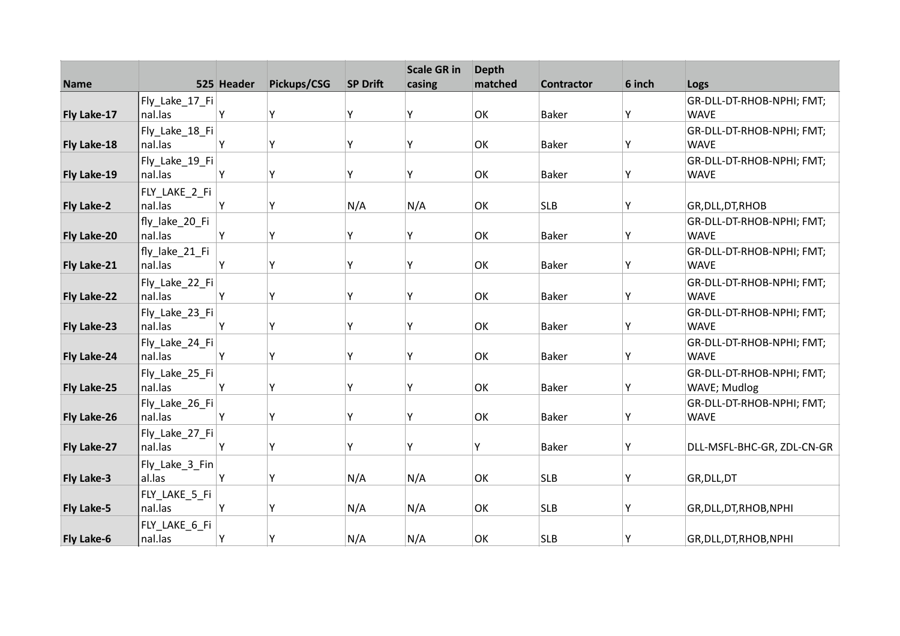| Name | 525 | Header | Pickups/CSG | SP Drift | Scale GR in casing | Depth matched | Contractor | 6 inch | Logs |
|---|---|---|---|---|---|---|---|---|---|
| Fly Lake-17 | Fly_Lake_17_Final.las | Y | Y | Y | Y | OK | Baker | Y | GR-DLL-DT-RHOB-NPHI; FMT; WAVE |
| Fly Lake-18 | Fly_Lake_18_Final.las | Y | Y | Y | Y | OK | Baker | Y | GR-DLL-DT-RHOB-NPHI; FMT; WAVE |
| Fly Lake-19 | Fly_Lake_19_Final.las | Y | Y | Y | Y | OK | Baker | Y | GR-DLL-DT-RHOB-NPHI; FMT; WAVE |
| Fly Lake-2 | FLY_LAKE_2_Final.las | Y | Y | N/A | N/A | OK | SLB | Y | GR,DLL,DT,RHOB |
| Fly Lake-20 | fly_lake_20_Final.las | Y | Y | Y | Y | OK | Baker | Y | GR-DLL-DT-RHOB-NPHI; FMT; WAVE |
| Fly Lake-21 | fly_lake_21_Final.las | Y | Y | Y | Y | OK | Baker | Y | GR-DLL-DT-RHOB-NPHI; FMT; WAVE |
| Fly Lake-22 | Fly_Lake_22_Final.las | Y | Y | Y | Y | OK | Baker | Y | GR-DLL-DT-RHOB-NPHI; FMT; WAVE |
| Fly Lake-23 | Fly_Lake_23_Final.las | Y | Y | Y | Y | OK | Baker | Y | GR-DLL-DT-RHOB-NPHI; FMT; WAVE |
| Fly Lake-24 | Fly_Lake_24_Final.las | Y | Y | Y | Y | OK | Baker | Y | GR-DLL-DT-RHOB-NPHI; FMT; WAVE |
| Fly Lake-25 | Fly_Lake_25_Final.las | Y | Y | Y | Y | OK | Baker | Y | GR-DLL-DT-RHOB-NPHI; FMT; WAVE; Mudlog |
| Fly Lake-26 | Fly_Lake_26_Final.las | Y | Y | Y | Y | OK | Baker | Y | GR-DLL-DT-RHOB-NPHI; FMT; WAVE |
| Fly Lake-27 | Fly_Lake_27_Final.las | Y | Y | Y | Y | Y | Baker | Y | DLL-MSFL-BHC-GR, ZDL-CN-GR |
| Fly Lake-3 | Fly_Lake_3_Final.las | Y | Y | N/A | N/A | OK | SLB | Y | GR,DLL,DT |
| Fly Lake-5 | FLY_LAKE_5_Final.las | Y | Y | N/A | N/A | OK | SLB | Y | GR,DLL,DT,RHOB,NPHI |
| Fly Lake-6 | FLY_LAKE_6_Final.las | Y | Y | N/A | N/A | OK | SLB | Y | GR,DLL,DT,RHOB,NPHI |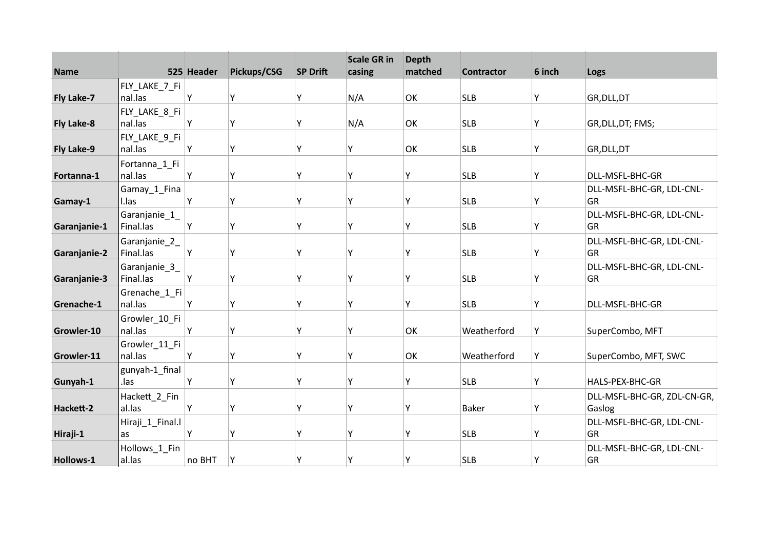| Name | 525 | Header | Pickups/CSG | SP Drift | Scale GR in casing | Depth matched | Contractor | 6 inch | Logs |
|---|---|---|---|---|---|---|---|---|---|
| **Fly Lake-7** | FLY_LAKE_7_Final.las | Y | Y | Y | N/A | OK | SLB | Y | GR,DLL,DT |
| **Fly Lake-8** | FLY_LAKE_8_Final.las | Y | Y | Y | N/A | OK | SLB | Y | GR,DLL,DT; FMS; |
| **Fly Lake-9** | FLY_LAKE_9_Final.las | Y | Y | Y | Y | OK | SLB | Y | GR,DLL,DT |
| **Fortanna-1** | Fortanna_1_Final.las | Y | Y | Y | Y | Y | SLB | Y | DLL-MSFL-BHC-GR |
| **Gamay-1** | Gamay_1_Final.las | Y | Y | Y | Y | Y | SLB | Y | DLL-MSFL-BHC-GR, LDL-CNL-GR |
| **Garanjanie-1** | Garanjanie_1_Final.las | Y | Y | Y | Y | Y | SLB | Y | DLL-MSFL-BHC-GR, LDL-CNL-GR |
| **Garanjanie-2** | Garanjanie_2_Final.las | Y | Y | Y | Y | Y | SLB | Y | DLL-MSFL-BHC-GR, LDL-CNL-GR |
| **Garanjanie-3** | Garanjanie_3_Final.las | Y | Y | Y | Y | Y | SLB | Y | DLL-MSFL-BHC-GR, LDL-CNL-GR |
| **Grenache-1** | Grenache_1_Final.las | Y | Y | Y | Y | Y | SLB | Y | DLL-MSFL-BHC-GR |
| **Growler-10** | Growler_10_Final.las | Y | Y | Y | Y | OK | Weatherford | Y | SuperCombo, MFT |
| **Growler-11** | Growler_11_Final.las | Y | Y | Y | Y | OK | Weatherford | Y | SuperCombo, MFT, SWC |
| **Gunyah-1** | gunyah-1_final.las | Y | Y | Y | Y | Y | SLB | Y | HALS-PEX-BHC-GR |
| **Hackett-2** | Hackett_2_Final.las | Y | Y | Y | Y | Y | Baker | Y | DLL-MSFL-BHC-GR, ZDL-CN-GR, Gaslog |
| **Hiraji-1** | Hiraji_1_Final.las | Y | Y | Y | Y | Y | SLB | Y | DLL-MSFL-BHC-GR, LDL-CNL-GR |
| **Hollows-1** | Hollows_1_Final.las | no BHT | Y | Y | Y | Y | SLB | Y | DLL-MSFL-BHC-GR, LDL-CNL-GR |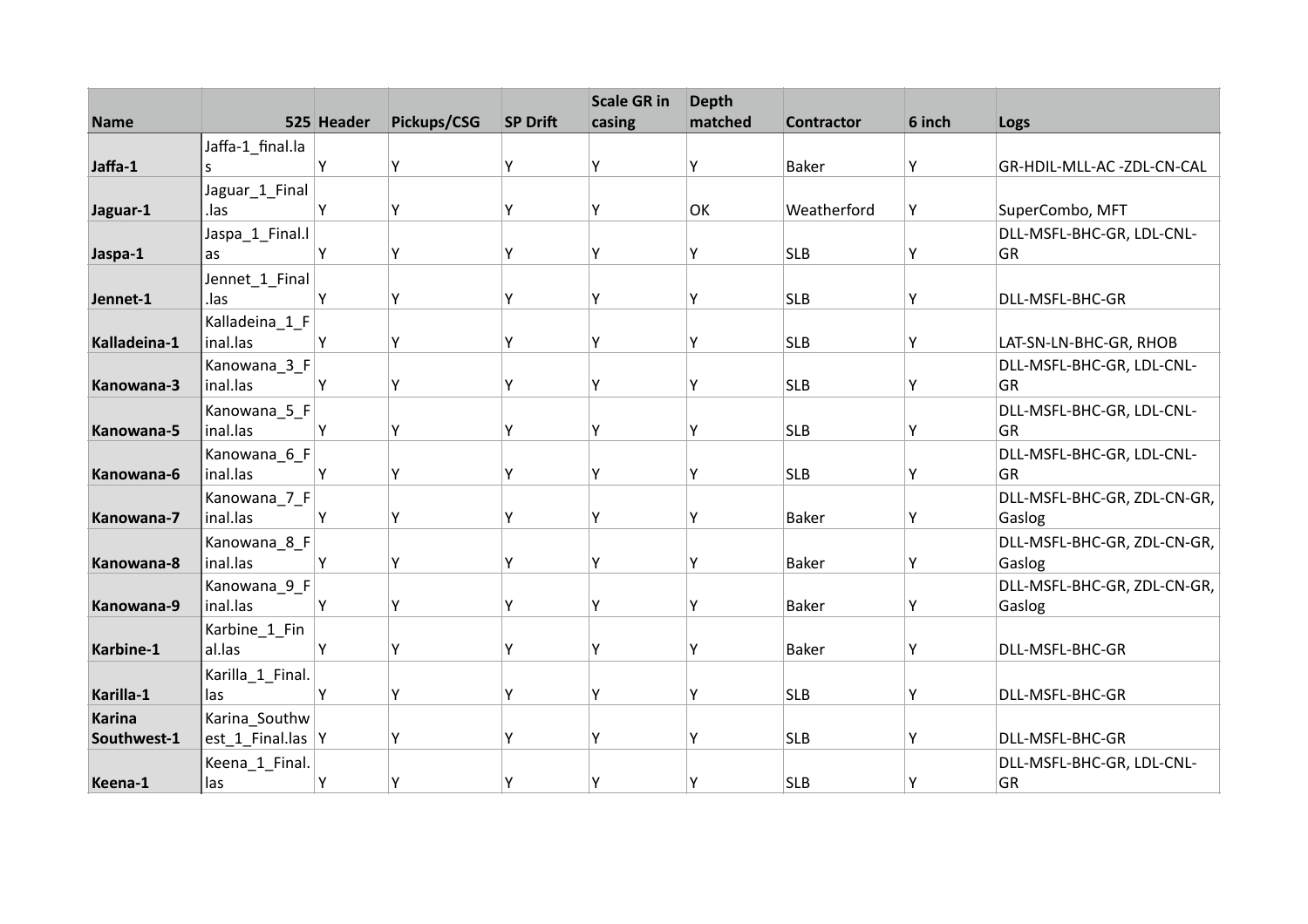| Name | 525 | Header | Pickups/CSG | SP Drift | Scale GR in casing | Depth matched | Contractor | 6 inch | Logs |
|---|---|---|---|---|---|---|---|---|---|
| Jaffa-1 | Jaffa-1_final.las | Y | Y | Y | Y | Y | Baker | Y | GR-HDIL-MLL-AC -ZDL-CN-CAL |
| Jaguar-1 | Jaguar_1_Final.las | Y | Y | Y | Y | OK | Weatherford | Y | SuperCombo, MFT |
| Jaspa-1 | Jaspa_1_Final.las | Y | Y | Y | Y | Y | SLB | Y | DLL-MSFL-BHC-GR, LDL-CNL-GR |
| Jennet-1 | Jennet_1_Final.las | Y | Y | Y | Y | Y | SLB | Y | DLL-MSFL-BHC-GR |
| Kalladeina-1 | Kalladeina_1_Final.las | Y | Y | Y | Y | Y | SLB | Y | LAT-SN-LN-BHC-GR, RHOB |
| Kanowana-3 | Kanowana_3_Final.las | Y | Y | Y | Y | Y | SLB | Y | DLL-MSFL-BHC-GR, LDL-CNL-GR |
| Kanowana-5 | Kanowana_5_Final.las | Y | Y | Y | Y | Y | SLB | Y | DLL-MSFL-BHC-GR, LDL-CNL-GR |
| Kanowana-6 | Kanowana_6_Final.las | Y | Y | Y | Y | Y | SLB | Y | DLL-MSFL-BHC-GR, LDL-CNL-GR |
| Kanowana-7 | Kanowana_7_Final.las | Y | Y | Y | Y | Y | Baker | Y | DLL-MSFL-BHC-GR, ZDL-CN-GR, Gaslog |
| Kanowana-8 | Kanowana_8_Final.las | Y | Y | Y | Y | Y | Baker | Y | DLL-MSFL-BHC-GR, ZDL-CN-GR, Gaslog |
| Kanowana-9 | Kanowana_9_Final.las | Y | Y | Y | Y | Y | Baker | Y | DLL-MSFL-BHC-GR, ZDL-CN-GR, Gaslog |
| Karbine-1 | Karbine_1_Final.las | Y | Y | Y | Y | Y | Baker | Y | DLL-MSFL-BHC-GR |
| Karilla-1 | Karilla_1_Final.las | Y | Y | Y | Y | Y | SLB | Y | DLL-MSFL-BHC-GR |
| Karina Southwest-1 | Karina_Southwest_1_Final.las | Y | Y | Y | Y | Y | SLB | Y | DLL-MSFL-BHC-GR |
| Keena-1 | Keena_1_Final.las | Y | Y | Y | Y | Y | SLB | Y | DLL-MSFL-BHC-GR, LDL-CNL-GR |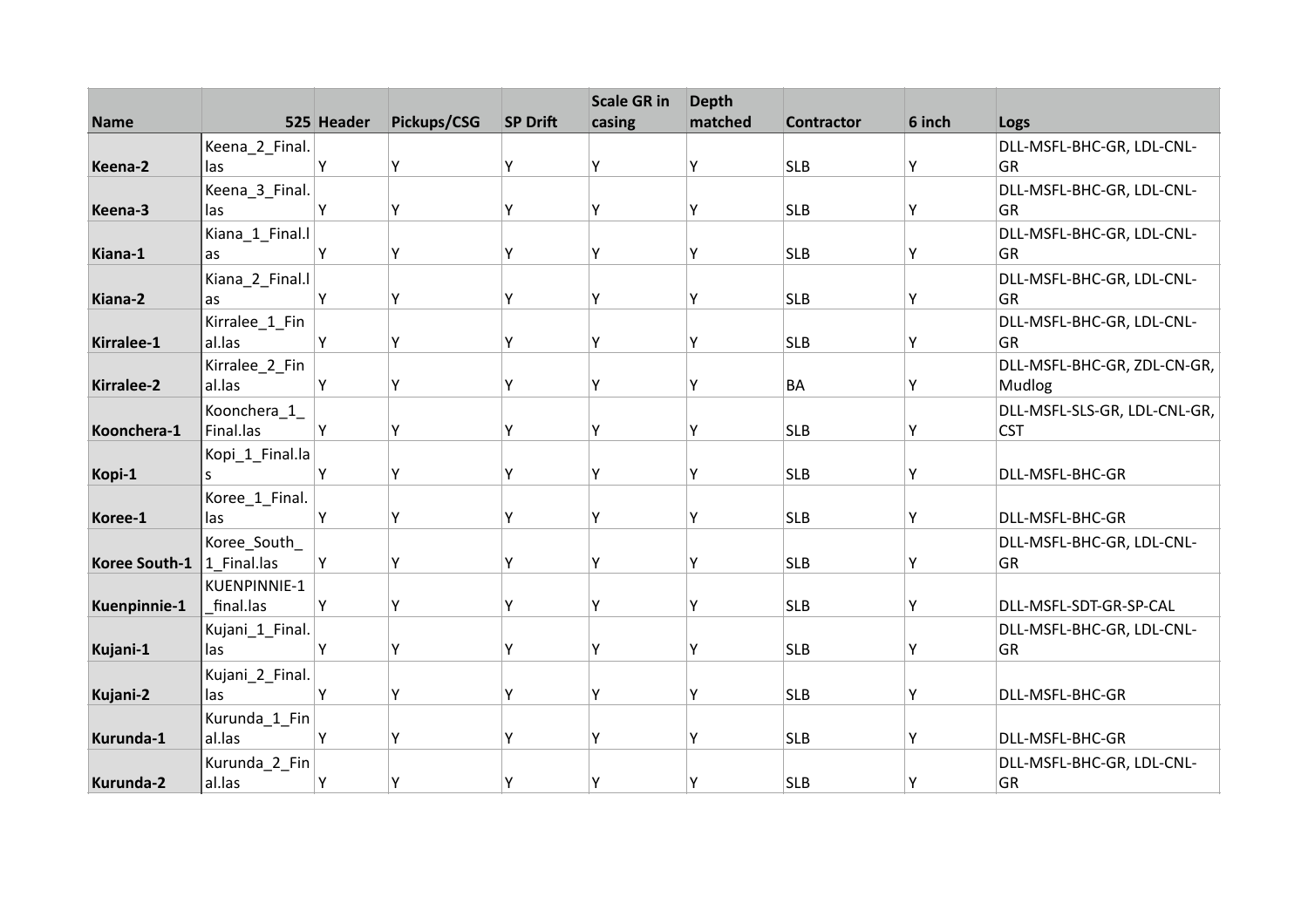| Name | 525 | Header | Pickups/CSG | SP Drift | Scale GR in casing | Depth matched | Contractor | 6 inch | Logs |
|---|---|---|---|---|---|---|---|---|---|
| **Keena-2** | Keena_2_Final.las | Y | Y | Y | Y | Y | SLB | Y | DLL-MSFL-BHC-GR, LDL-CNL-GR |
| **Keena-3** | Keena_3_Final.las | Y | Y | Y | Y | Y | SLB | Y | DLL-MSFL-BHC-GR, LDL-CNL-GR |
| **Kiana-1** | Kiana_1_Final.las | Y | Y | Y | Y | Y | SLB | Y | DLL-MSFL-BHC-GR, LDL-CNL-GR |
| **Kiana-2** | Kiana_2_Final.las | Y | Y | Y | Y | Y | SLB | Y | DLL-MSFL-BHC-GR, LDL-CNL-GR |
| **Kirralee-1** | Kirralee_1_Final.las | Y | Y | Y | Y | Y | SLB | Y | DLL-MSFL-BHC-GR, LDL-CNL-GR |
| **Kirralee-2** | Kirralee_2_Final.las | Y | Y | Y | Y | Y | BA | Y | DLL-MSFL-BHC-GR, ZDL-CN-GR, Mudlog |
| **Koonchera-1** | Koonchera_1_Final.las | Y | Y | Y | Y | Y | SLB | Y | DLL-MSFL-SLS-GR, LDL-CNL-GR, CST |
| **Kopi-1** | Kopi_1_Final.las | Y | Y | Y | Y | Y | SLB | Y | DLL-MSFL-BHC-GR |
| **Koree-1** | Koree_1_Final.las | Y | Y | Y | Y | Y | SLB | Y | DLL-MSFL-BHC-GR |
| **Koree South-1** | Koree_South_1_Final.las | Y | Y | Y | Y | Y | SLB | Y | DLL-MSFL-BHC-GR, LDL-CNL-GR |
| **Kuenpinnie-1** | KUENPINNIE-1_final.las | Y | Y | Y | Y | Y | SLB | Y | DLL-MSFL-SDT-GR-SP-CAL |
| **Kujani-1** | Kujani_1_Final.las | Y | Y | Y | Y | Y | SLB | Y | DLL-MSFL-BHC-GR, LDL-CNL-GR |
| **Kujani-2** | Kujani_2_Final.las | Y | Y | Y | Y | Y | SLB | Y | DLL-MSFL-BHC-GR |
| **Kurunda-1** | Kurunda_1_Final.las | Y | Y | Y | Y | Y | SLB | Y | DLL-MSFL-BHC-GR |
| **Kurunda-2** | Kurunda_2_Final.las | Y | Y | Y | Y | Y | SLB | Y | DLL-MSFL-BHC-GR, LDL-CNL-GR |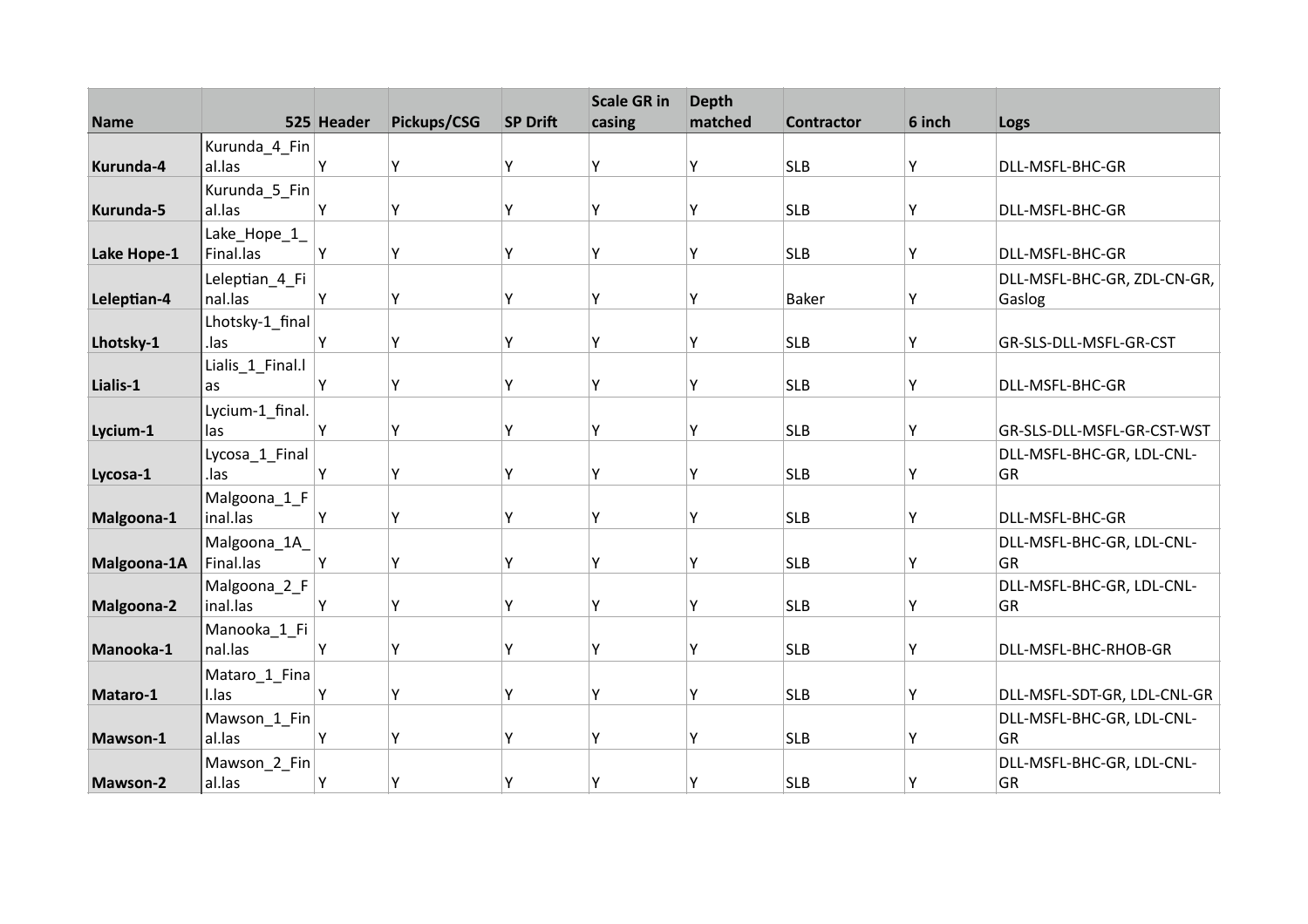| Name | 525 | Header | Pickups/CSG | SP Drift | Scale GR in casing | Depth matched | Contractor | 6 inch | Logs |
|---|---|---|---|---|---|---|---|---|---|
| Kurunda-4 | Kurunda_4_Final.las | Y | Y | Y | Y | Y | SLB | Y | DLL-MSFL-BHC-GR |
| Kurunda-5 | Kurunda_5_Final.las | Y | Y | Y | Y | Y | SLB | Y | DLL-MSFL-BHC-GR |
| Lake Hope-1 | Lake_Hope_1_Final.las | Y | Y | Y | Y | Y | SLB | Y | DLL-MSFL-BHC-GR |
| Leleptian-4 | Leleptian_4_Final.las | Y | Y | Y | Y | Y | Baker | Y | DLL-MSFL-BHC-GR, ZDL-CN-GR, Gaslog |
| Lhotsky-1 | Lhotsky-1_final.las | Y | Y | Y | Y | Y | SLB | Y | GR-SLS-DLL-MSFL-GR-CST |
| Lialis-1 | Lialis_1_Final.las | Y | Y | Y | Y | Y | SLB | Y | DLL-MSFL-BHC-GR |
| Lycium-1 | Lycium-1_final.las | Y | Y | Y | Y | Y | SLB | Y | GR-SLS-DLL-MSFL-GR-CST-WST |
| Lycosa-1 | Lycosa_1_Final.las | Y | Y | Y | Y | Y | SLB | Y | DLL-MSFL-BHC-GR, LDL-CNL-GR |
| Malgoona-1 | Malgoona_1_Final.las | Y | Y | Y | Y | Y | SLB | Y | DLL-MSFL-BHC-GR |
| Malgoona-1A | Malgoona_1A_Final.las | Y | Y | Y | Y | Y | SLB | Y | DLL-MSFL-BHC-GR, LDL-CNL-GR |
| Malgoona-2 | Malgoona_2_Final.las | Y | Y | Y | Y | Y | SLB | Y | DLL-MSFL-BHC-GR, LDL-CNL-GR |
| Manooka-1 | Manooka_1_Final.las | Y | Y | Y | Y | Y | SLB | Y | DLL-MSFL-BHC-RHOB-GR |
| Mataro-1 | Mataro_1_Final.las | Y | Y | Y | Y | Y | SLB | Y | DLL-MSFL-SDT-GR, LDL-CNL-GR |
| Mawson-1 | Mawson_1_Final.las | Y | Y | Y | Y | Y | SLB | Y | DLL-MSFL-BHC-GR, LDL-CNL-GR |
| Mawson-2 | Mawson_2_Final.las | Y | Y | Y | Y | Y | SLB | Y | DLL-MSFL-BHC-GR, LDL-CNL-GR |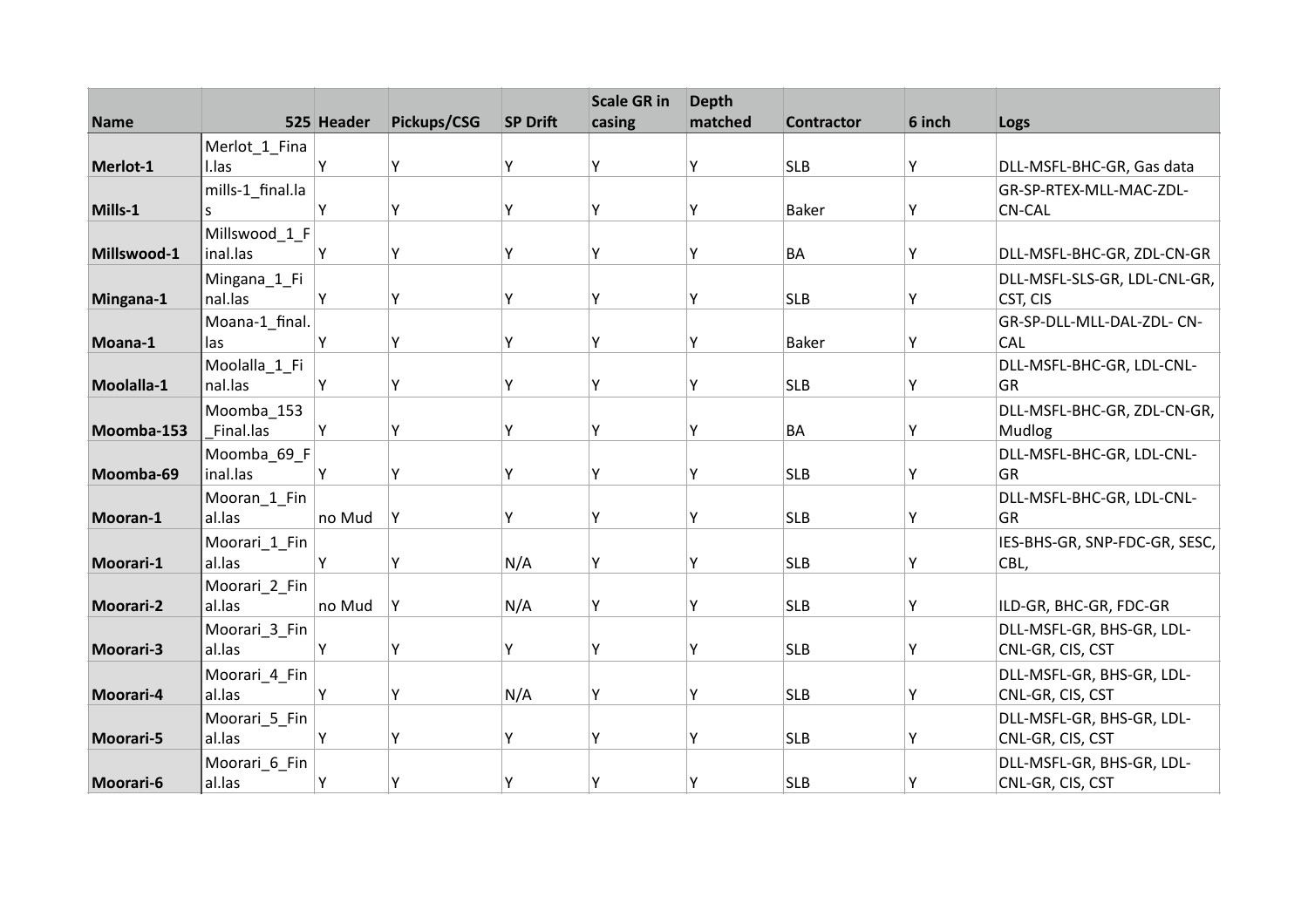| Name | 525 | Header | Pickups/CSG | SP Drift | Scale GR in casing | Depth matched | Contractor | 6 inch | Logs |
|---|---|---|---|---|---|---|---|---|---|
| **Merlot-1** | Merlot_1_Final.las | Y | Y | Y | Y | Y | SLB | Y | DLL-MSFL-BHC-GR, Gas data |
| **Mills-1** | mills-1_final.las | Y | Y | Y | Y | Y | Baker | Y | GR-SP-RTEX-MLL-MAC-ZDL-CN-CAL |
| **Millswood-1** | Millswood_1_Final.las | Y | Y | Y | Y | Y | BA | Y | DLL-MSFL-BHC-GR, ZDL-CN-GR |
| **Mingana-1** | Mingana_1_Final.las | Y | Y | Y | Y | Y | SLB | Y | DLL-MSFL-SLS-GR, LDL-CNL-GR, CST, CIS |
| **Moana-1** | Moana-1_final.las | Y | Y | Y | Y | Y | Baker | Y | GR-SP-DLL-MLL-DAL-ZDL- CN-CAL |
| **Moolalla-1** | Moolalla_1_Final.las | Y | Y | Y | Y | Y | SLB | Y | DLL-MSFL-BHC-GR, LDL-CNL-GR |
| **Moomba-153** | Moomba_153_Final.las | Y | Y | Y | Y | Y | BA | Y | DLL-MSFL-BHC-GR, ZDL-CN-GR, Mudlog |
| **Moomba-69** | Moomba_69_Final.las | Y | Y | Y | Y | Y | SLB | Y | DLL-MSFL-BHC-GR, LDL-CNL-GR |
| **Mooran-1** | Mooran_1_Final.las | no Mud | Y | Y | Y | Y | SLB | Y | DLL-MSFL-BHC-GR, LDL-CNL-GR |
| **Moorari-1** | Moorari_1_Final.las | Y | Y | N/A | Y | Y | SLB | Y | IES-BHS-GR, SNP-FDC-GR, SESC, CBL, |
| **Moorari-2** | Moorari_2_Final.las | no Mud | Y | N/A | Y | Y | SLB | Y | ILD-GR, BHC-GR, FDC-GR |
| **Moorari-3** | Moorari_3_Final.las | Y | Y | Y | Y | Y | SLB | Y | DLL-MSFL-GR, BHS-GR, LDL-CNL-GR, CIS, CST |
| **Moorari-4** | Moorari_4_Final.las | Y | Y | N/A | Y | Y | SLB | Y | DLL-MSFL-GR, BHS-GR, LDL-CNL-GR, CIS, CST |
| **Moorari-5** | Moorari_5_Final.las | Y | Y | Y | Y | Y | SLB | Y | DLL-MSFL-GR, BHS-GR, LDL-CNL-GR, CIS, CST |
| **Moorari-6** | Moorari_6_Final.las | Y | Y | Y | Y | Y | SLB | Y | DLL-MSFL-GR, BHS-GR, LDL-CNL-GR, CIS, CST |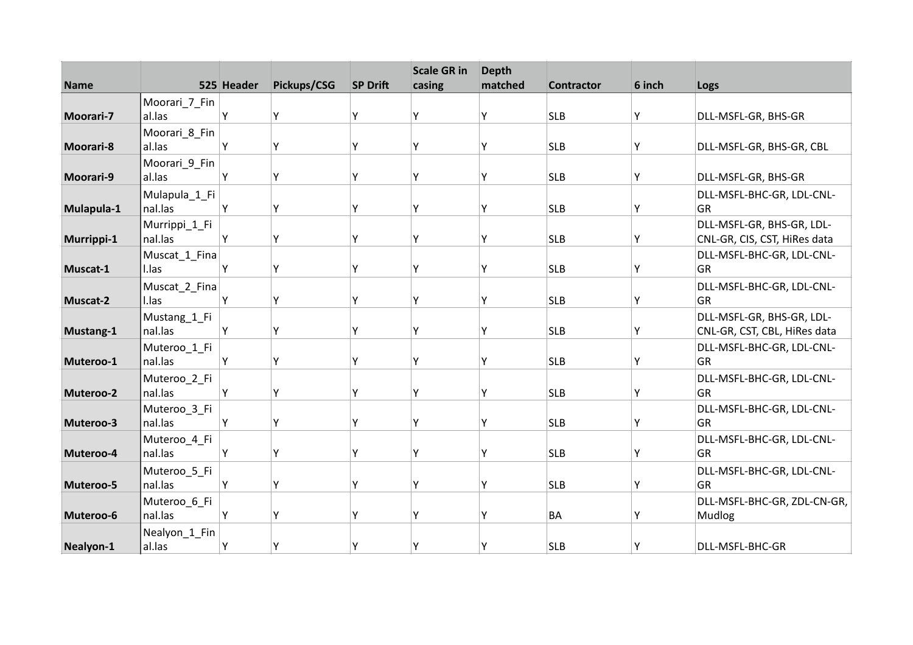| Name | 525 | Header | Pickups/CSG | SP Drift | Scale GR in casing | Depth matched | Contractor | 6 inch | Logs |
|---|---|---|---|---|---|---|---|---|---|
| Moorari-7 | Moorari_7_Final.las | Y | Y | Y | Y | Y | SLB | Y | DLL-MSFL-GR, BHS-GR |
| Moorari-8 | Moorari_8_Final.las | Y | Y | Y | Y | Y | SLB | Y | DLL-MSFL-GR, BHS-GR, CBL |
| Moorari-9 | Moorari_9_Final.las | Y | Y | Y | Y | Y | SLB | Y | DLL-MSFL-GR, BHS-GR |
| Mulapula-1 | Mulapula_1_Final.las | Y | Y | Y | Y | Y | SLB | Y | DLL-MSFL-BHC-GR, LDL-CNL-GR |
| Murrippi-1 | Murrippi_1_Final.las | Y | Y | Y | Y | Y | SLB | Y | DLL-MSFL-GR, BHS-GR, LDL-CNL-GR, CIS, CST, HiRes data |
| Muscat-1 | Muscat_1_Final.las | Y | Y | Y | Y | Y | SLB | Y | DLL-MSFL-BHC-GR, LDL-CNL-GR |
| Muscat-2 | Muscat_2_Final.las | Y | Y | Y | Y | Y | SLB | Y | DLL-MSFL-BHC-GR, LDL-CNL-GR |
| Mustang-1 | Mustang_1_Final.las | Y | Y | Y | Y | Y | SLB | Y | DLL-MSFL-GR, BHS-GR, LDL-CNL-GR, CST, CBL, HiRes data |
| Muteroo-1 | Muteroo_1_Final.las | Y | Y | Y | Y | Y | SLB | Y | DLL-MSFL-BHC-GR, LDL-CNL-GR |
| Muteroo-2 | Muteroo_2_Final.las | Y | Y | Y | Y | Y | SLB | Y | DLL-MSFL-BHC-GR, LDL-CNL-GR |
| Muteroo-3 | Muteroo_3_Final.las | Y | Y | Y | Y | Y | SLB | Y | DLL-MSFL-BHC-GR, LDL-CNL-GR |
| Muteroo-4 | Muteroo_4_Final.las | Y | Y | Y | Y | Y | SLB | Y | DLL-MSFL-BHC-GR, LDL-CNL-GR |
| Muteroo-5 | Muteroo_5_Final.las | Y | Y | Y | Y | Y | SLB | Y | DLL-MSFL-BHC-GR, LDL-CNL-GR |
| Muteroo-6 | Muteroo_6_Final.las | Y | Y | Y | Y | Y | BA | Y | DLL-MSFL-BHC-GR, ZDL-CN-GR, Mudlog |
| Nealyon-1 | Nealyon_1_Final.las | Y | Y | Y | Y | Y | SLB | Y | DLL-MSFL-BHC-GR |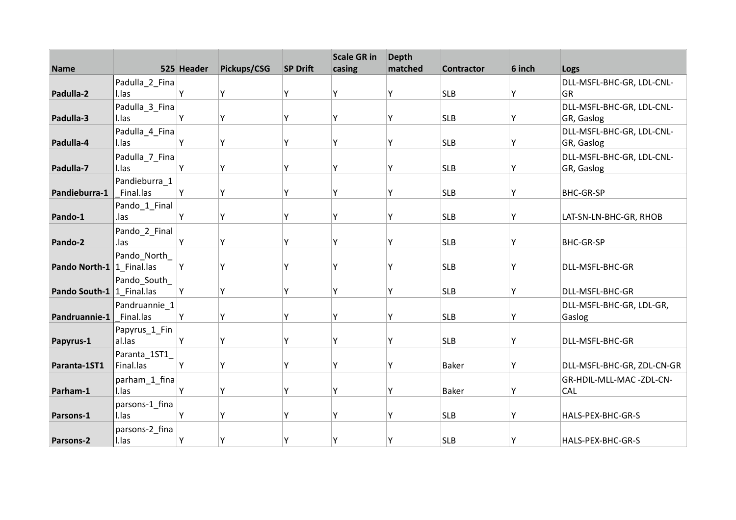| Name | 525 | Header | Pickups/CSG | SP Drift | Scale GR in casing | Depth matched | Contractor | 6 inch | Logs |
|---|---|---|---|---|---|---|---|---|---|
| **Padulla-2** | Padulla_2_Final.las | Y | Y | Y | Y | Y | SLB | Y | DLL-MSFL-BHC-GR, LDL-CNL-GR |
| **Padulla-3** | Padulla_3_Final.las | Y | Y | Y | Y | Y | SLB | Y | DLL-MSFL-BHC-GR, LDL-CNL-GR, Gaslog |
| **Padulla-4** | Padulla_4_Final.las | Y | Y | Y | Y | Y | SLB | Y | DLL-MSFL-BHC-GR, LDL-CNL-GR, Gaslog |
| **Padulla-7** | Padulla_7_Final.las | Y | Y | Y | Y | Y | SLB | Y | DLL-MSFL-BHC-GR, LDL-CNL-GR, Gaslog |
| **Pandieburra-1** | Pandieburra_1_Final.las | Y | Y | Y | Y | Y | SLB | Y | BHC-GR-SP |
| **Pando-1** | Pando_1_Final.las | Y | Y | Y | Y | Y | SLB | Y | LAT-SN-LN-BHC-GR, RHOB |
| **Pando-2** | Pando_2_Final.las | Y | Y | Y | Y | Y | SLB | Y | BHC-GR-SP |
| **Pando North-1** | Pando_North_1_Final.las | Y | Y | Y | Y | Y | SLB | Y | DLL-MSFL-BHC-GR |
| **Pando South-1** | Pando_South_1_Final.las | Y | Y | Y | Y | Y | SLB | Y | DLL-MSFL-BHC-GR |
| **Pandruannie-1** | Pandruannie_1_Final.las | Y | Y | Y | Y | Y | SLB | Y | DLL-MSFL-BHC-GR, LDL-GR, Gaslog |
| **Papyrus-1** | Papyrus_1_Final.las | Y | Y | Y | Y | Y | SLB | Y | DLL-MSFL-BHC-GR |
| **Paranta-1ST1** | Paranta_1ST1_Final.las | Y | Y | Y | Y | Y | Baker | Y | DLL-MSFL-BHC-GR, ZDL-CN-GR |
| **Parham-1** | parham_1_final.las | Y | Y | Y | Y | Y | Baker | Y | GR-HDIL-MLL-MAC -ZDL-CN-CAL |
| **Parsons-1** | parsons-1_final.las | Y | Y | Y | Y | Y | SLB | Y | HALS-PEX-BHC-GR-S |
| **Parsons-2** | parsons-2_final.las | Y | Y | Y | Y | Y | SLB | Y | HALS-PEX-BHC-GR-S |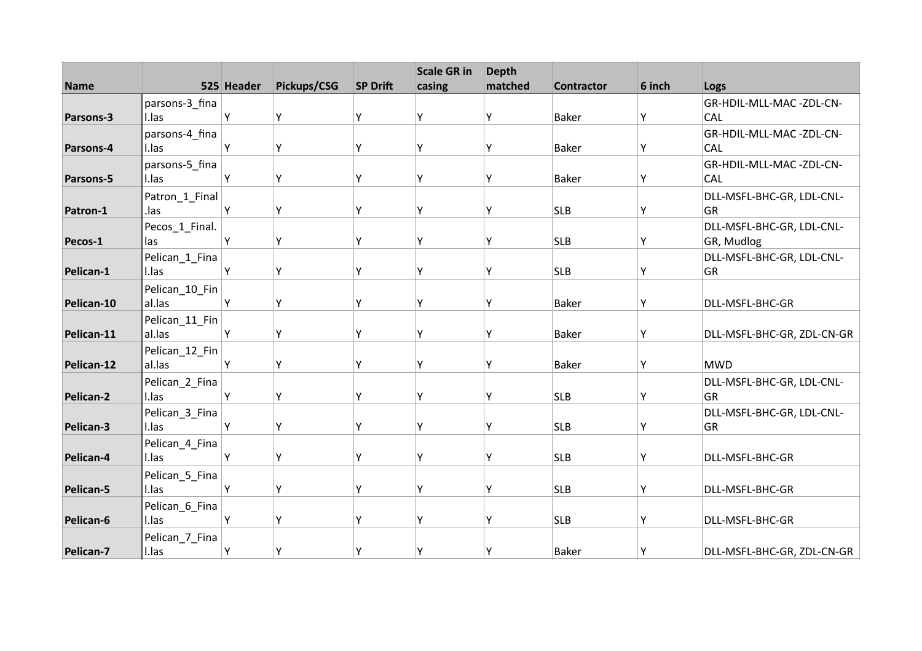| Name | 525 | Header | Pickups/CSG | SP Drift | Scale GR in casing | Depth matched | Contractor | 6 inch | Logs |
|---|---|---|---|---|---|---|---|---|---|
| Parsons-3 | parsons-3_final.las | Y | Y | Y | Y | Y | Baker | Y | GR-HDIL-MLL-MAC -ZDL-CN-CAL |
| Parsons-4 | parsons-4_final.las | Y | Y | Y | Y | Y | Baker | Y | GR-HDIL-MLL-MAC -ZDL-CN-CAL |
| Parsons-5 | parsons-5_final.las | Y | Y | Y | Y | Y | Baker | Y | GR-HDIL-MLL-MAC -ZDL-CN-CAL |
| Patron-1 | Patron_1_Final.las | Y | Y | Y | Y | Y | SLB | Y | DLL-MSFL-BHC-GR, LDL-CNL-GR |
| Pecos-1 | Pecos_1_Final.las | Y | Y | Y | Y | Y | SLB | Y | DLL-MSFL-BHC-GR, LDL-CNL-GR, Mudlog |
| Pelican-1 | Pelican_1_Final.las | Y | Y | Y | Y | Y | SLB | Y | DLL-MSFL-BHC-GR, LDL-CNL-GR |
| Pelican-10 | Pelican_10_Final.las | Y | Y | Y | Y | Y | Baker | Y | DLL-MSFL-BHC-GR |
| Pelican-11 | Pelican_11_Final.las | Y | Y | Y | Y | Y | Baker | Y | DLL-MSFL-BHC-GR, ZDL-CN-GR |
| Pelican-12 | Pelican_12_Final.las | Y | Y | Y | Y | Y | Baker | Y | MWD |
| Pelican-2 | Pelican_2_Final.las | Y | Y | Y | Y | Y | SLB | Y | DLL-MSFL-BHC-GR, LDL-CNL-GR |
| Pelican-3 | Pelican_3_Final.las | Y | Y | Y | Y | Y | SLB | Y | DLL-MSFL-BHC-GR, LDL-CNL-GR |
| Pelican-4 | Pelican_4_Final.las | Y | Y | Y | Y | Y | SLB | Y | DLL-MSFL-BHC-GR |
| Pelican-5 | Pelican_5_Final.las | Y | Y | Y | Y | Y | SLB | Y | DLL-MSFL-BHC-GR |
| Pelican-6 | Pelican_6_Final.las | Y | Y | Y | Y | Y | SLB | Y | DLL-MSFL-BHC-GR |
| Pelican-7 | Pelican_7_Final.las | Y | Y | Y | Y | Y | Baker | Y | DLL-MSFL-BHC-GR, ZDL-CN-GR |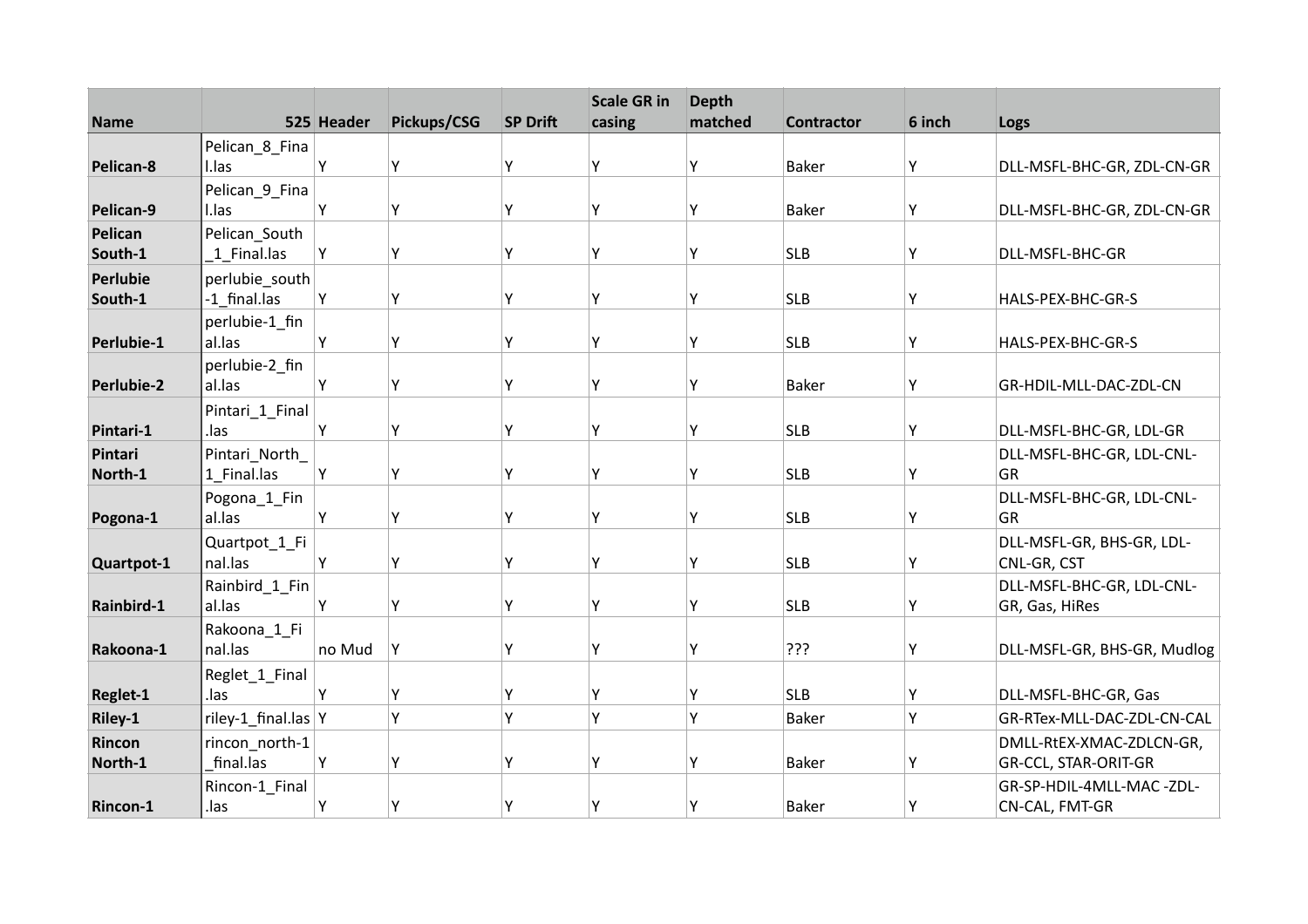| Name | 525 | Header | Pickups/CSG | SP Drift | Scale GR in casing | Depth matched | Contractor | 6 inch | Logs |
|---|---|---|---|---|---|---|---|---|---|
| **Pelican-8** | Pelican_8_Final.las | Y | Y | Y | Y | Y | Baker | Y | DLL-MSFL-BHC-GR, ZDL-CN-GR |
| **Pelican-9** | Pelican_9_Final.las | Y | Y | Y | Y | Y | Baker | Y | DLL-MSFL-BHC-GR, ZDL-CN-GR |
| **Pelican South-1** | Pelican_South_1_Final.las | Y | Y | Y | Y | Y | SLB | Y | DLL-MSFL-BHC-GR |
| **Perlubie South-1** | perlubie_south-1_final.las | Y | Y | Y | Y | Y | SLB | Y | HALS-PEX-BHC-GR-S |
| **Perlubie-1** | perlubie-1_final.las | Y | Y | Y | Y | Y | SLB | Y | HALS-PEX-BHC-GR-S |
| **Perlubie-2** | perlubie-2_final.las | Y | Y | Y | Y | Y | Baker | Y | GR-HDIL-MLL-DAC-ZDL-CN |
| **Pintari-1** | Pintari_1_Final.las | Y | Y | Y | Y | Y | SLB | Y | DLL-MSFL-BHC-GR, LDL-GR |
| **Pintari North-1** | Pintari_North_1_Final.las | Y | Y | Y | Y | Y | SLB | Y | DLL-MSFL-BHC-GR, LDL-CNL-GR |
| **Pogona-1** | Pogona_1_Final.las | Y | Y | Y | Y | Y | SLB | Y | DLL-MSFL-BHC-GR, LDL-CNL-GR |
| **Quartpot-1** | Quartpot_1_Final.las | Y | Y | Y | Y | Y | SLB | Y | DLL-MSFL-GR, BHS-GR, LDL-CNL-GR, CST |
| **Rainbird-1** | Rainbird_1_Final.las | Y | Y | Y | Y | Y | SLB | Y | DLL-MSFL-BHC-GR, LDL-CNL-GR, Gas, HiRes |
| **Rakoona-1** | Rakoona_1_Final.las | no Mud | Y | Y | Y | Y | ??? | Y | DLL-MSFL-GR, BHS-GR, Mudlog |
| **Reglet-1** | Reglet_1_Final.las | Y | Y | Y | Y | Y | SLB | Y | DLL-MSFL-BHC-GR, Gas |
| **Riley-1** | riley-1_final.las | Y | Y | Y | Y | Y | Baker | Y | GR-RTex-MLL-DAC-ZDL-CN-CAL |
| **Rincon North-1** | rincon_north-1_final.las | Y | Y | Y | Y | Y | Baker | Y | DMLL-RtEX-XMAC-ZDLCN-GR, GR-CCL, STAR-ORIT-GR |
| **Rincon-1** | Rincon-1_Final.las | Y | Y | Y | Y | Y | Baker | Y | GR-SP-HDIL-4MLL-MAC -ZDL-CN-CAL, FMT-GR |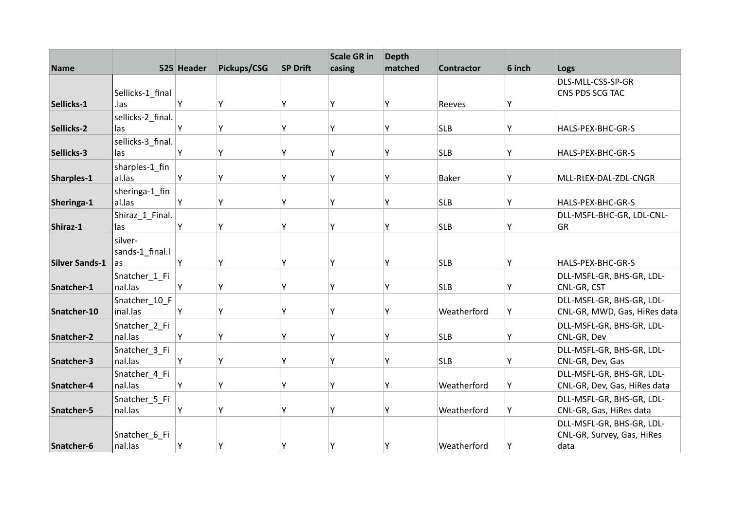| Name | 525 | Header | Pickups/CSG | SP Drift | Scale GR in casing | Depth matched | Contractor | 6 inch | Logs |
|---|---|---|---|---|---|---|---|---|---|
| **Sellicks-1** | Sellicks-1_final.las | Y | Y | Y | Y | Y | Reeves | Y | DLS-MLL-CSS-SP-GR CNS PDS SCG TAC |
| **Sellicks-2** | sellicks-2_final.las | Y | Y | Y | Y | Y | SLB | Y | HALS-PEX-BHC-GR-S |
| **Sellicks-3** | sellicks-3_final.las | Y | Y | Y | Y | Y | SLB | Y | HALS-PEX-BHC-GR-S |
| **Sharples-1** | sharples-1_final.las | Y | Y | Y | Y | Y | Baker | Y | MLL-RtEX-DAL-ZDL-CNGR |
| **Sheringa-1** | sheringa-1_final.las | Y | Y | Y | Y | Y | SLB | Y | HALS-PEX-BHC-GR-S |
| **Shiraz-1** | Shiraz_1_Final.las | Y | Y | Y | Y | Y | SLB | Y | DLL-MSFL-BHC-GR, LDL-CNL-GR |
| **Silver Sands-1** | silver-sands-1_final.las | Y | Y | Y | Y | Y | SLB | Y | HALS-PEX-BHC-GR-S |
| **Snatcher-1** | Snatcher_1_Final.las | Y | Y | Y | Y | Y | SLB | Y | DLL-MSFL-GR, BHS-GR, LDL-CNL-GR, CST |
| **Snatcher-10** | Snatcher_10_Final.las | Y | Y | Y | Y | Y | Weatherford | Y | DLL-MSFL-GR, BHS-GR, LDL-CNL-GR, MWD, Gas, HiRes data |
| **Snatcher-2** | Snatcher_2_Final.las | Y | Y | Y | Y | Y | SLB | Y | DLL-MSFL-GR, BHS-GR, LDL-CNL-GR, Dev |
| **Snatcher-3** | Snatcher_3_Final.las | Y | Y | Y | Y | Y | SLB | Y | DLL-MSFL-GR, BHS-GR, LDL-CNL-GR, Dev, Gas |
| **Snatcher-4** | Snatcher_4_Final.las | Y | Y | Y | Y | Y | Weatherford | Y | DLL-MSFL-GR, BHS-GR, LDL-CNL-GR, Dev, Gas, HiRes data |
| **Snatcher-5** | Snatcher_5_Final.las | Y | Y | Y | Y | Y | Weatherford | Y | DLL-MSFL-GR, BHS-GR, LDL-CNL-GR, Gas, HiRes data |
| **Snatcher-6** | Snatcher_6_Final.las | Y | Y | Y | Y | Y | Weatherford | Y | DLL-MSFL-GR, BHS-GR, LDL-CNL-GR, Survey, Gas, HiRes data |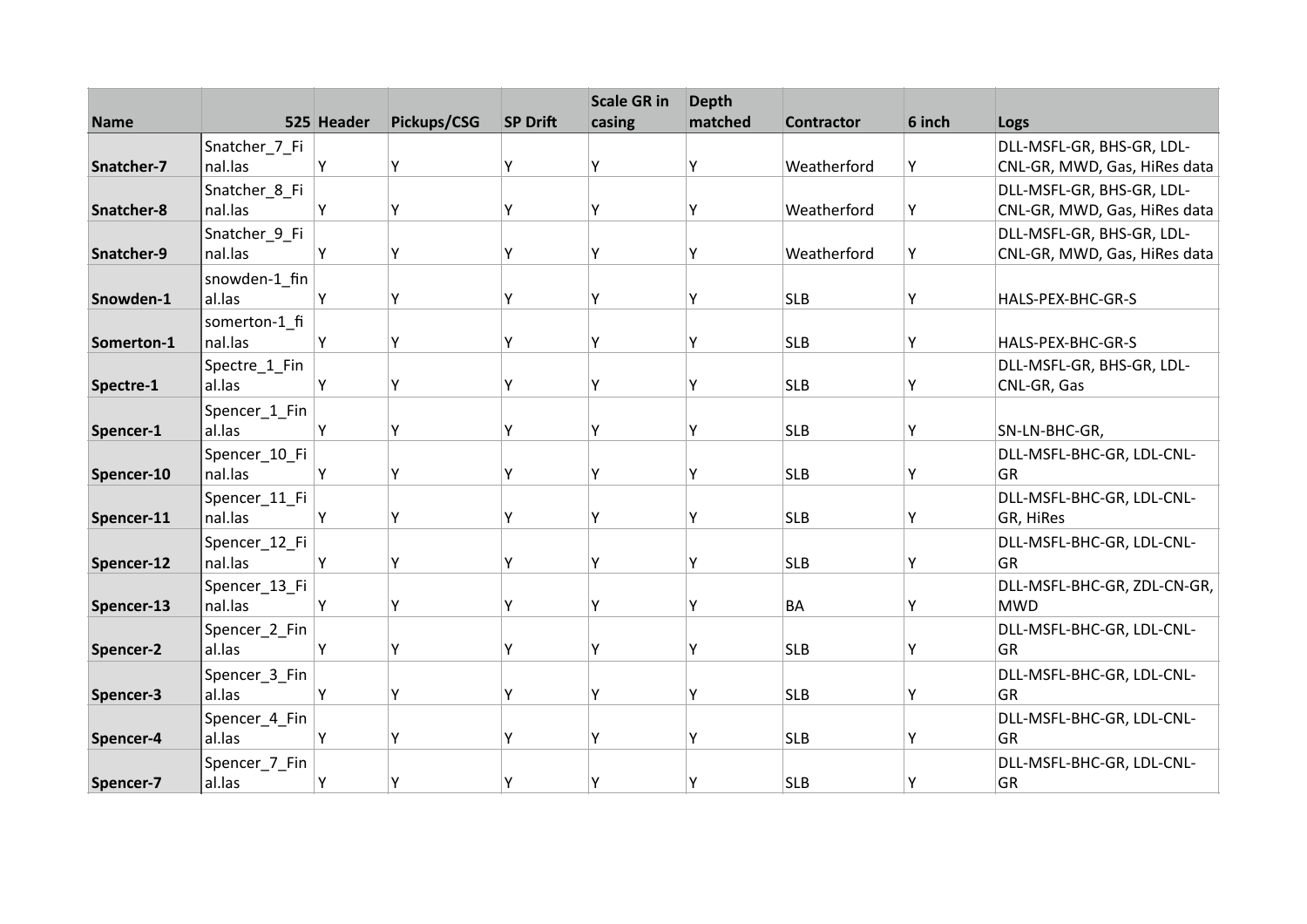| Name | 525 | Header | Pickups/CSG | SP Drift | Scale GR in casing | Depth matched | Contractor | 6 inch | Logs |
|---|---|---|---|---|---|---|---|---|---|
| **Snatcher-7** | Snatcher_7_Final.las | Y | Y | Y | Y | Y | Weatherford | Y | DLL-MSFL-GR, BHS-GR, LDL-CNL-GR, MWD, Gas, HiRes data |
| **Snatcher-8** | Snatcher_8_Final.las | Y | Y | Y | Y | Y | Weatherford | Y | DLL-MSFL-GR, BHS-GR, LDL-CNL-GR, MWD, Gas, HiRes data |
| **Snatcher-9** | Snatcher_9_Final.las | Y | Y | Y | Y | Y | Weatherford | Y | DLL-MSFL-GR, BHS-GR, LDL-CNL-GR, MWD, Gas, HiRes data |
| **Snowden-1** | snowden-1_final.las | Y | Y | Y | Y | Y | SLB | Y | HALS-PEX-BHC-GR-S |
| **Somerton-1** | somerton-1_final.las | Y | Y | Y | Y | Y | SLB | Y | HALS-PEX-BHC-GR-S |
| **Spectre-1** | Spectre_1_Final.las | Y | Y | Y | Y | Y | SLB | Y | DLL-MSFL-GR, BHS-GR, LDL-CNL-GR, Gas |
| **Spencer-1** | Spencer_1_Final.las | Y | Y | Y | Y | Y | SLB | Y | SN-LN-BHC-GR, |
| **Spencer-10** | Spencer_10_Final.las | Y | Y | Y | Y | Y | SLB | Y | DLL-MSFL-BHC-GR, LDL-CNL-GR |
| **Spencer-11** | Spencer_11_Final.las | Y | Y | Y | Y | Y | SLB | Y | DLL-MSFL-BHC-GR, LDL-CNL-GR, HiRes |
| **Spencer-12** | Spencer_12_Final.las | Y | Y | Y | Y | Y | SLB | Y | DLL-MSFL-BHC-GR, LDL-CNL-GR |
| **Spencer-13** | Spencer_13_Final.las | Y | Y | Y | Y | Y | BA | Y | DLL-MSFL-BHC-GR, ZDL-CN-GR, MWD |
| **Spencer-2** | Spencer_2_Final.las | Y | Y | Y | Y | Y | SLB | Y | DLL-MSFL-BHC-GR, LDL-CNL-GR |
| **Spencer-3** | Spencer_3_Final.las | Y | Y | Y | Y | Y | SLB | Y | DLL-MSFL-BHC-GR, LDL-CNL-GR |
| **Spencer-4** | Spencer_4_Final.las | Y | Y | Y | Y | Y | SLB | Y | DLL-MSFL-BHC-GR, LDL-CNL-GR |
| **Spencer-7** | Spencer_7_Final.las | Y | Y | Y | Y | Y | SLB | Y | DLL-MSFL-BHC-GR, LDL-CNL-GR |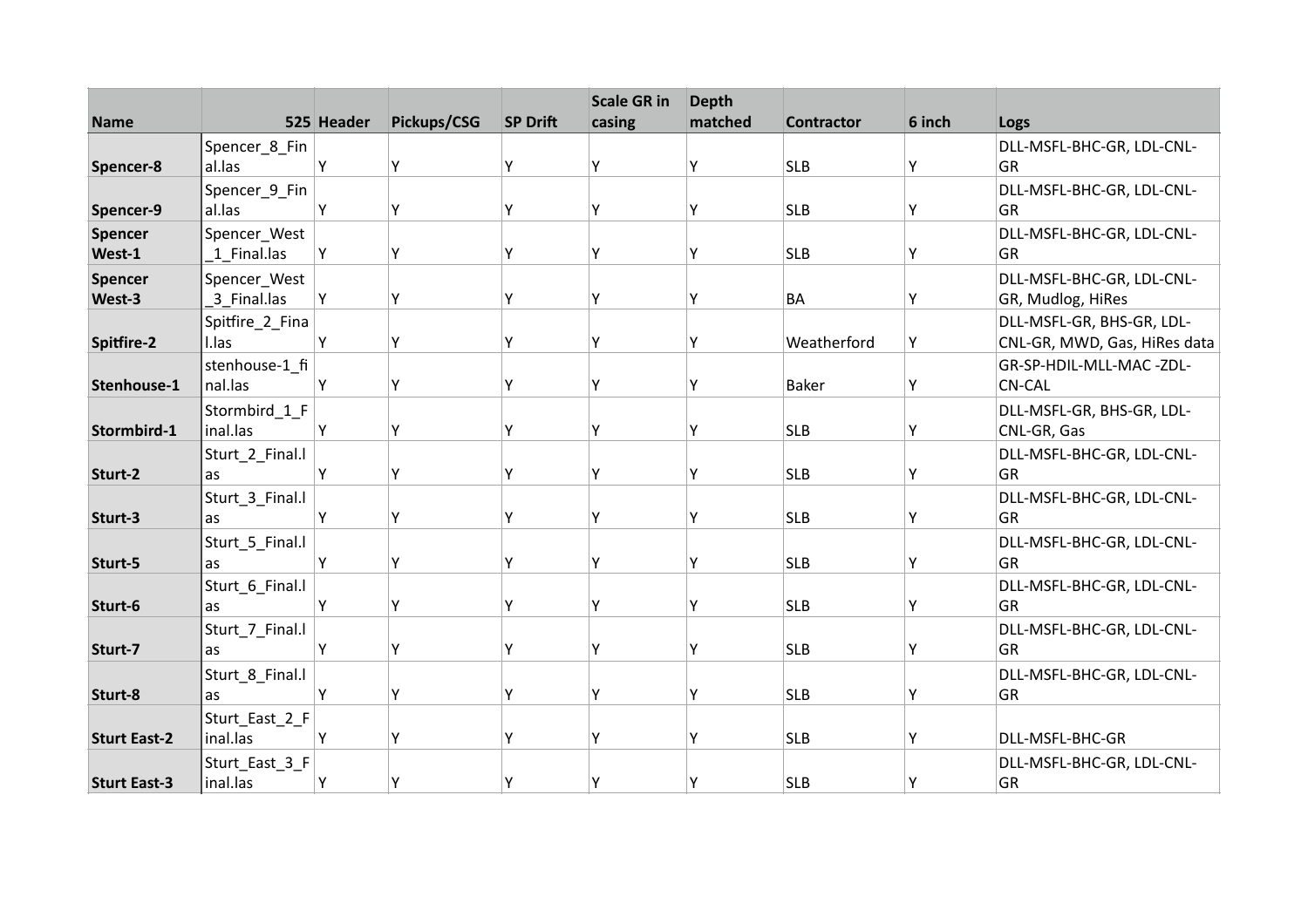| Name | 525 | Header | Pickups/CSG | SP Drift | Scale GR in casing | Depth matched | Contractor | 6 inch | Logs |
|---|---|---|---|---|---|---|---|---|---|
| Spencer-8 | Spencer_8_Final.las | Y | Y | Y | Y | Y | SLB | Y | DLL-MSFL-BHC-GR, LDL-CNL-GR |
| Spencer-9 | Spencer_9_Final.las | Y | Y | Y | Y | Y | SLB | Y | DLL-MSFL-BHC-GR, LDL-CNL-GR |
| Spencer West-1 | Spencer_West_1_Final.las | Y | Y | Y | Y | Y | SLB | Y | DLL-MSFL-BHC-GR, LDL-CNL-GR |
| Spencer West-3 | Spencer_West_3_Final.las | Y | Y | Y | Y | Y | BA | Y | DLL-MSFL-BHC-GR, LDL-CNL-GR, Mudlog, HiRes |
| Spitfire-2 | Spitfire_2_Final.las | Y | Y | Y | Y | Y | Weatherford | Y | DLL-MSFL-GR, BHS-GR, LDL-CNL-GR, MWD, Gas, HiRes data |
| Stenhouse-1 | stenhouse-1_final.las | Y | Y | Y | Y | Y | Baker | Y | GR-SP-HDIL-MLL-MAC -ZDL-CN-CAL |
| Stormbird-1 | Stormbird_1_Final.las | Y | Y | Y | Y | Y | SLB | Y | DLL-MSFL-GR, BHS-GR, LDL-CNL-GR, Gas |
| Sturt-2 | Sturt_2_Final.las | Y | Y | Y | Y | Y | SLB | Y | DLL-MSFL-BHC-GR, LDL-CNL-GR |
| Sturt-3 | Sturt_3_Final.las | Y | Y | Y | Y | Y | SLB | Y | DLL-MSFL-BHC-GR, LDL-CNL-GR |
| Sturt-5 | Sturt_5_Final.las | Y | Y | Y | Y | Y | SLB | Y | DLL-MSFL-BHC-GR, LDL-CNL-GR |
| Sturt-6 | Sturt_6_Final.las | Y | Y | Y | Y | Y | SLB | Y | DLL-MSFL-BHC-GR, LDL-CNL-GR |
| Sturt-7 | Sturt_7_Final.las | Y | Y | Y | Y | Y | SLB | Y | DLL-MSFL-BHC-GR, LDL-CNL-GR |
| Sturt-8 | Sturt_8_Final.las | Y | Y | Y | Y | Y | SLB | Y | DLL-MSFL-BHC-GR, LDL-CNL-GR |
| Sturt East-2 | Sturt_East_2_Final.las | Y | Y | Y | Y | Y | SLB | Y | DLL-MSFL-BHC-GR |
| Sturt East-3 | Sturt_East_3_Final.las | Y | Y | Y | Y | Y | SLB | Y | DLL-MSFL-BHC-GR, LDL-CNL-GR |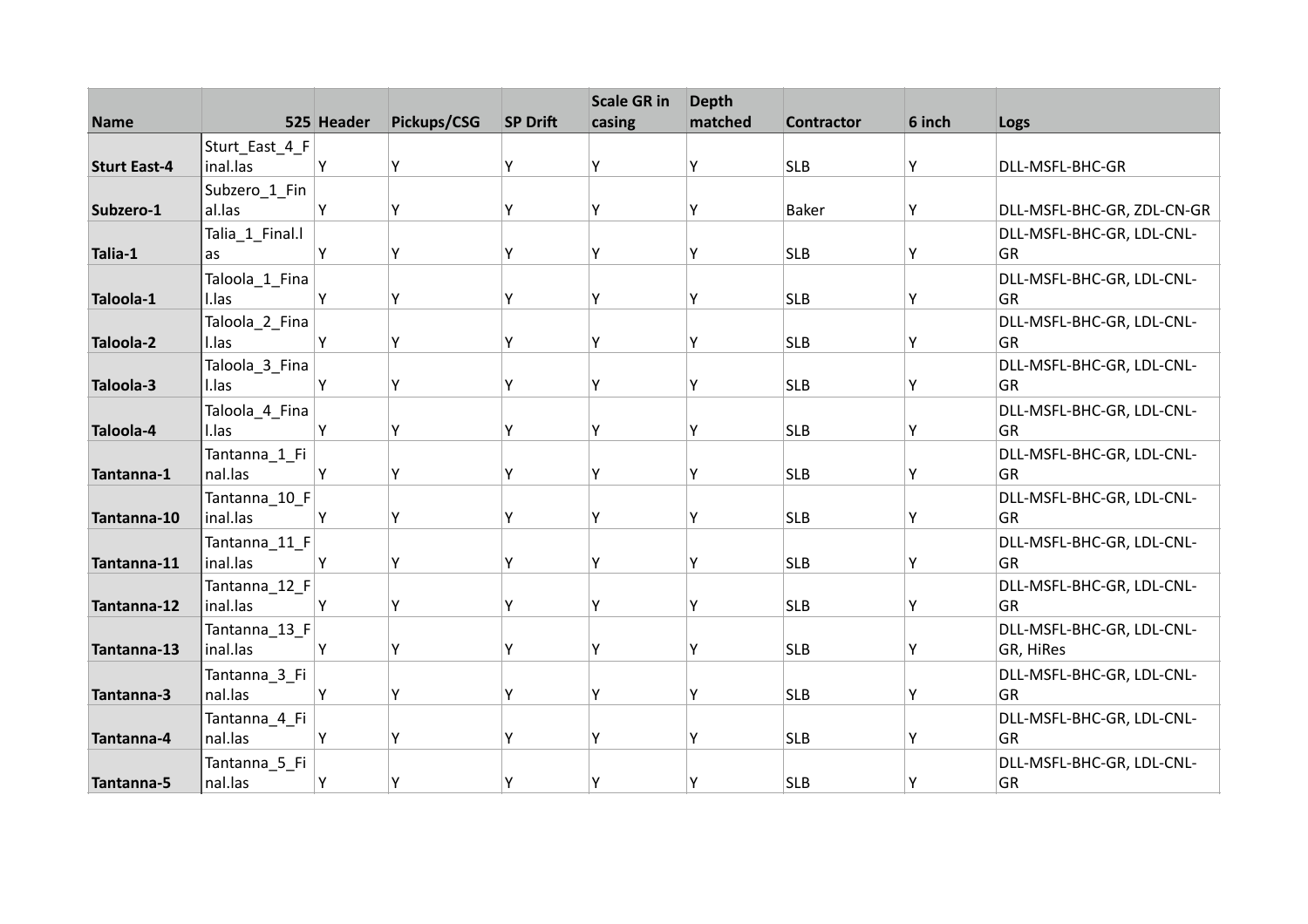| Name | 525 | Header | Pickups/CSG | SP Drift | Scale GR in casing | Depth matched | Contractor | 6 inch | Logs |
|---|---|---|---|---|---|---|---|---|---|
| **Sturt East-4** | Sturt_East_4_Final.las | Y | Y | Y | Y | Y | SLB | Y | DLL-MSFL-BHC-GR |
| **Subzero-1** | Subzero_1_Final.las | Y | Y | Y | Y | Y | Baker | Y | DLL-MSFL-BHC-GR, ZDL-CN-GR |
| **Talia-1** | Talia_1_Final.las | Y | Y | Y | Y | Y | SLB | Y | DLL-MSFL-BHC-GR, LDL-CNL-GR |
| **Taloola-1** | Taloola_1_Final.las | Y | Y | Y | Y | Y | SLB | Y | DLL-MSFL-BHC-GR, LDL-CNL-GR |
| **Taloola-2** | Taloola_2_Final.las | Y | Y | Y | Y | Y | SLB | Y | DLL-MSFL-BHC-GR, LDL-CNL-GR |
| **Taloola-3** | Taloola_3_Final.las | Y | Y | Y | Y | Y | SLB | Y | DLL-MSFL-BHC-GR, LDL-CNL-GR |
| **Taloola-4** | Taloola_4_Final.las | Y | Y | Y | Y | Y | SLB | Y | DLL-MSFL-BHC-GR, LDL-CNL-GR |
| **Tantanna-1** | Tantanna_1_Final.las | Y | Y | Y | Y | Y | SLB | Y | DLL-MSFL-BHC-GR, LDL-CNL-GR |
| **Tantanna-10** | Tantanna_10_Final.las | Y | Y | Y | Y | Y | SLB | Y | DLL-MSFL-BHC-GR, LDL-CNL-GR |
| **Tantanna-11** | Tantanna_11_Final.las | Y | Y | Y | Y | Y | SLB | Y | DLL-MSFL-BHC-GR, LDL-CNL-GR |
| **Tantanna-12** | Tantanna_12_Final.las | Y | Y | Y | Y | Y | SLB | Y | DLL-MSFL-BHC-GR, LDL-CNL-GR |
| **Tantanna-13** | Tantanna_13_Final.las | Y | Y | Y | Y | Y | SLB | Y | DLL-MSFL-BHC-GR, LDL-CNL-GR, HiRes |
| **Tantanna-3** | Tantanna_3_Final.las | Y | Y | Y | Y | Y | SLB | Y | DLL-MSFL-BHC-GR, LDL-CNL-GR |
| **Tantanna-4** | Tantanna_4_Final.las | Y | Y | Y | Y | Y | SLB | Y | DLL-MSFL-BHC-GR, LDL-CNL-GR |
| **Tantanna-5** | Tantanna_5_Final.las | Y | Y | Y | Y | Y | SLB | Y | DLL-MSFL-BHC-GR, LDL-CNL-GR |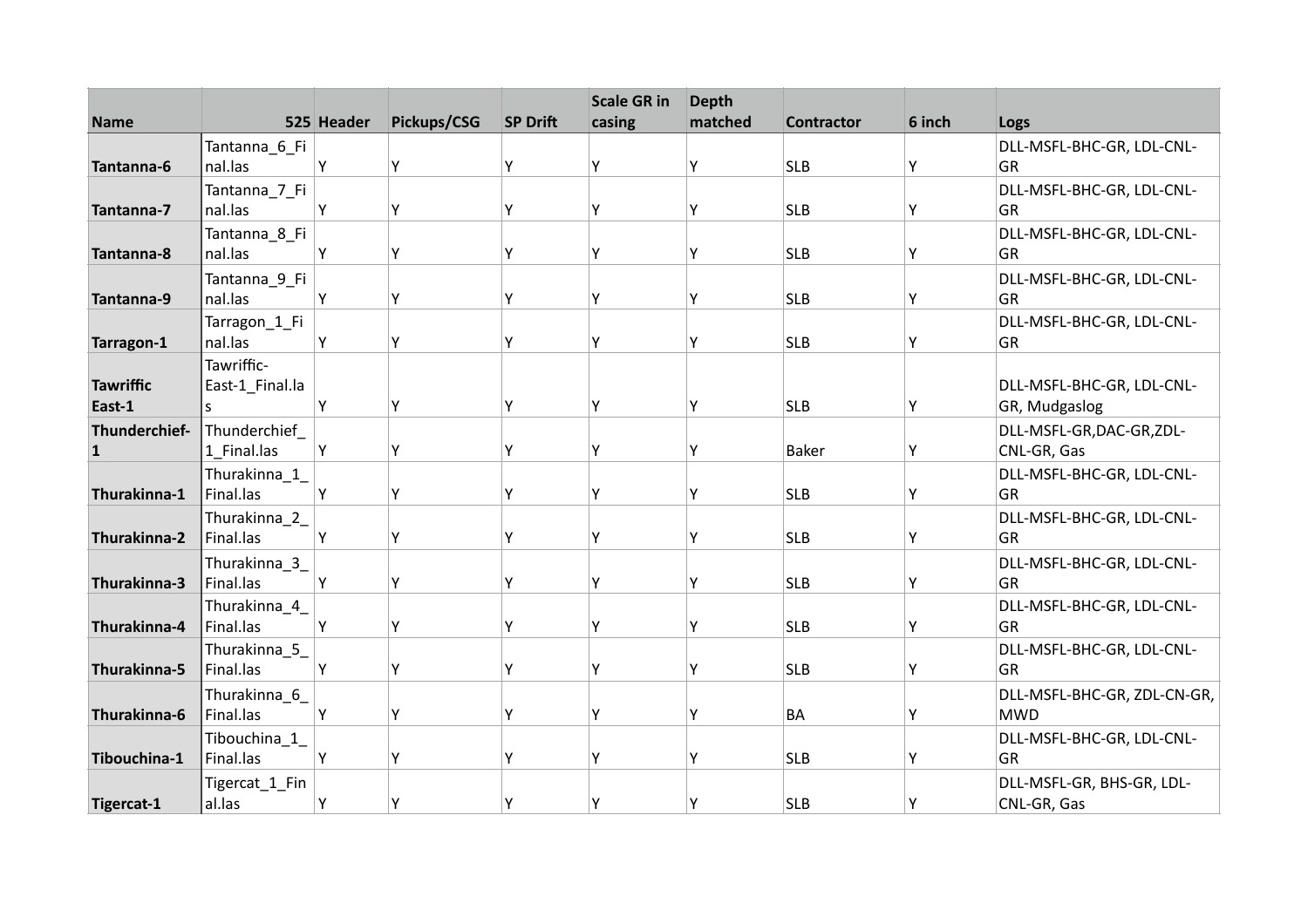| Name | 525 | Header | Pickups/CSG | SP Drift | Scale GR in casing | Depth matched | Contractor | 6 inch | Logs |
|---|---|---|---|---|---|---|---|---|---|
| **Tantanna-6** | Tantanna_6_Final.las | Y | Y | Y | Y | Y | SLB | Y | DLL-MSFL-BHC-GR, LDL-CNL-GR |
| **Tantanna-7** | Tantanna_7_Final.las | Y | Y | Y | Y | Y | SLB | Y | DLL-MSFL-BHC-GR, LDL-CNL-GR |
| **Tantanna-8** | Tantanna_8_Final.las | Y | Y | Y | Y | Y | SLB | Y | DLL-MSFL-BHC-GR, LDL-CNL-GR |
| **Tantanna-9** | Tantanna_9_Final.las | Y | Y | Y | Y | Y | SLB | Y | DLL-MSFL-BHC-GR, LDL-CNL-GR |
| **Tarragon-1** | Tarragon_1_Final.las | Y | Y | Y | Y | Y | SLB | Y | DLL-MSFL-BHC-GR, LDL-CNL-GR |
| **Tawriffic East-1** | Tawriffic-East-1_Final.las | Y | Y | Y | Y | Y | SLB | Y | DLL-MSFL-BHC-GR, LDL-CNL-GR, Mudgaslog |
| **Thunderchief-1** | Thunderchief_1_Final.las | Y | Y | Y | Y | Y | Baker | Y | DLL-MSFL-GR,DAC-GR,ZDL-CNL-GR, Gas |
| **Thurakinna-1** | Thurakinna_1_Final.las | Y | Y | Y | Y | Y | SLB | Y | DLL-MSFL-BHC-GR, LDL-CNL-GR |
| **Thurakinna-2** | Thurakinna_2_Final.las | Y | Y | Y | Y | Y | SLB | Y | DLL-MSFL-BHC-GR, LDL-CNL-GR |
| **Thurakinna-3** | Thurakinna_3_Final.las | Y | Y | Y | Y | Y | SLB | Y | DLL-MSFL-BHC-GR, LDL-CNL-GR |
| **Thurakinna-4** | Thurakinna_4_Final.las | Y | Y | Y | Y | Y | SLB | Y | DLL-MSFL-BHC-GR, LDL-CNL-GR |
| **Thurakinna-5** | Thurakinna_5_Final.las | Y | Y | Y | Y | Y | SLB | Y | DLL-MSFL-BHC-GR, LDL-CNL-GR |
| **Thurakinna-6** | Thurakinna_6_Final.las | Y | Y | Y | Y | Y | BA | Y | DLL-MSFL-BHC-GR, ZDL-CN-GR, MWD |
| **Tibouchina-1** | Tibouchina_1_Final.las | Y | Y | Y | Y | Y | SLB | Y | DLL-MSFL-BHC-GR, LDL-CNL-GR |
| **Tigercat-1** | Tigercat_1_Final.las | Y | Y | Y | Y | Y | SLB | Y | DLL-MSFL-GR, BHS-GR, LDL-CNL-GR, Gas |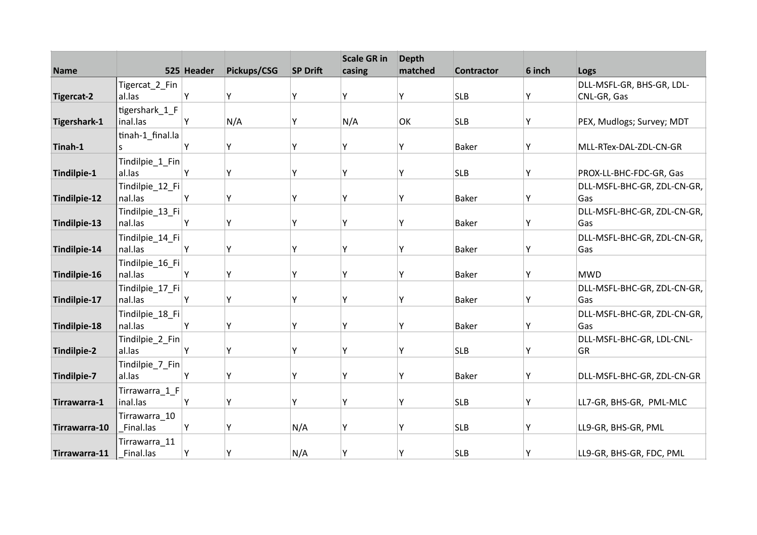| Name | 525 | Header | Pickups/CSG | SP Drift | Scale GR in casing | Depth matched | Contractor | 6 inch | Logs |
|---|---|---|---|---|---|---|---|---|---|
| Tigercat-2 | Tigercat_2_Final.las | Y | Y | Y | Y | Y | SLB | Y | DLL-MSFL-GR, BHS-GR, LDL-CNL-GR, Gas |
| Tigershark-1 | tigershark_1_Final.las | Y | N/A | Y | N/A | OK | SLB | Y | PEX, Mudlogs; Survey; MDT |
| Tinah-1 | tinah-1_final.las | Y | Y | Y | Y | Y | Baker | Y | MLL-RTex-DAL-ZDL-CN-GR |
| Tindilpie-1 | Tindilpie_1_Final.las | Y | Y | Y | Y | Y | SLB | Y | PROX-LL-BHC-FDC-GR, Gas |
| Tindilpie-12 | Tindilpie_12_Final.las | Y | Y | Y | Y | Y | Baker | Y | DLL-MSFL-BHC-GR, ZDL-CN-GR, Gas |
| Tindilpie-13 | Tindilpie_13_Final.las | Y | Y | Y | Y | Y | Baker | Y | DLL-MSFL-BHC-GR, ZDL-CN-GR, Gas |
| Tindilpie-14 | Tindilpie_14_Final.las | Y | Y | Y | Y | Y | Baker | Y | DLL-MSFL-BHC-GR, ZDL-CN-GR, Gas |
| Tindilpie-16 | Tindilpie_16_Final.las | Y | Y | Y | Y | Y | Baker | Y | MWD |
| Tindilpie-17 | Tindilpie_17_Final.las | Y | Y | Y | Y | Y | Baker | Y | DLL-MSFL-BHC-GR, ZDL-CN-GR, Gas |
| Tindilpie-18 | Tindilpie_18_Final.las | Y | Y | Y | Y | Y | Baker | Y | DLL-MSFL-BHC-GR, ZDL-CN-GR, Gas |
| Tindilpie-2 | Tindilpie_2_Final.las | Y | Y | Y | Y | Y | SLB | Y | DLL-MSFL-BHC-GR, LDL-CNL-GR |
| Tindilpie-7 | Tindilpie_7_Final.las | Y | Y | Y | Y | Y | Baker | Y | DLL-MSFL-BHC-GR, ZDL-CN-GR |
| Tirrawarra-1 | Tirrawarra_1_Final.las | Y | Y | Y | Y | Y | SLB | Y | LL7-GR, BHS-GR, PML-MLC |
| Tirrawarra-10 | Tirrawarra_10_Final.las | Y | Y | N/A | Y | Y | SLB | Y | LL9-GR, BHS-GR, PML |
| Tirrawarra-11 | Tirrawarra_11_Final.las | Y | Y | N/A | Y | Y | SLB | Y | LL9-GR, BHS-GR, FDC, PML |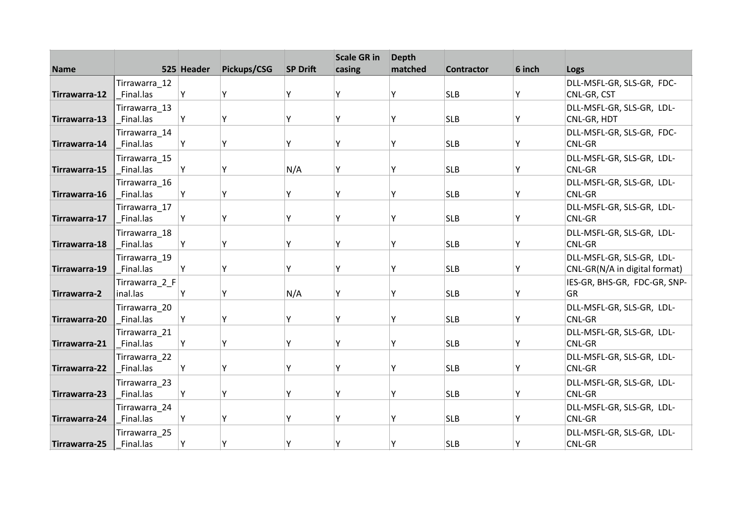| Name | 525 | Header | Pickups/CSG | SP Drift | Scale GR in casing | Depth matched | Contractor | 6 inch | Logs |
|---|---|---|---|---|---|---|---|---|---|
| Tirrawarra-12 | Tirrawarra_12_Final.las | Y | Y | Y | Y | Y | SLB | Y | DLL-MSFL-GR, SLS-GR, FDC-CNL-GR, CST |
| Tirrawarra-13 | Tirrawarra_13_Final.las | Y | Y | Y | Y | Y | SLB | Y | DLL-MSFL-GR, SLS-GR, LDL-CNL-GR, HDT |
| Tirrawarra-14 | Tirrawarra_14_Final.las | Y | Y | Y | Y | Y | SLB | Y | DLL-MSFL-GR, SLS-GR, FDC-CNL-GR |
| Tirrawarra-15 | Tirrawarra_15_Final.las | Y | Y | N/A | Y | Y | SLB | Y | DLL-MSFL-GR, SLS-GR, LDL-CNL-GR |
| Tirrawarra-16 | Tirrawarra_16_Final.las | Y | Y | Y | Y | Y | SLB | Y | DLL-MSFL-GR, SLS-GR, LDL-CNL-GR |
| Tirrawarra-17 | Tirrawarra_17_Final.las | Y | Y | Y | Y | Y | SLB | Y | DLL-MSFL-GR, SLS-GR, LDL-CNL-GR |
| Tirrawarra-18 | Tirrawarra_18_Final.las | Y | Y | Y | Y | Y | SLB | Y | DLL-MSFL-GR, SLS-GR, LDL-CNL-GR |
| Tirrawarra-19 | Tirrawarra_19_Final.las | Y | Y | Y | Y | Y | SLB | Y | DLL-MSFL-GR, SLS-GR, LDL-CNL-GR(N/A in digital format) |
| Tirrawarra-2 | Tirrawarra_2_Final.las | Y | Y | N/A | Y | Y | SLB | Y | IES-GR, BHS-GR, FDC-GR, SNP-GR |
| Tirrawarra-20 | Tirrawarra_20_Final.las | Y | Y | Y | Y | Y | SLB | Y | DLL-MSFL-GR, SLS-GR, LDL-CNL-GR |
| Tirrawarra-21 | Tirrawarra_21_Final.las | Y | Y | Y | Y | Y | SLB | Y | DLL-MSFL-GR, SLS-GR, LDL-CNL-GR |
| Tirrawarra-22 | Tirrawarra_22_Final.las | Y | Y | Y | Y | Y | SLB | Y | DLL-MSFL-GR, SLS-GR, LDL-CNL-GR |
| Tirrawarra-23 | Tirrawarra_23_Final.las | Y | Y | Y | Y | Y | SLB | Y | DLL-MSFL-GR, SLS-GR, LDL-CNL-GR |
| Tirrawarra-24 | Tirrawarra_24_Final.las | Y | Y | Y | Y | Y | SLB | Y | DLL-MSFL-GR, SLS-GR, LDL-CNL-GR |
| Tirrawarra-25 | Tirrawarra_25_Final.las | Y | Y | Y | Y | Y | SLB | Y | DLL-MSFL-GR, SLS-GR, LDL-CNL-GR |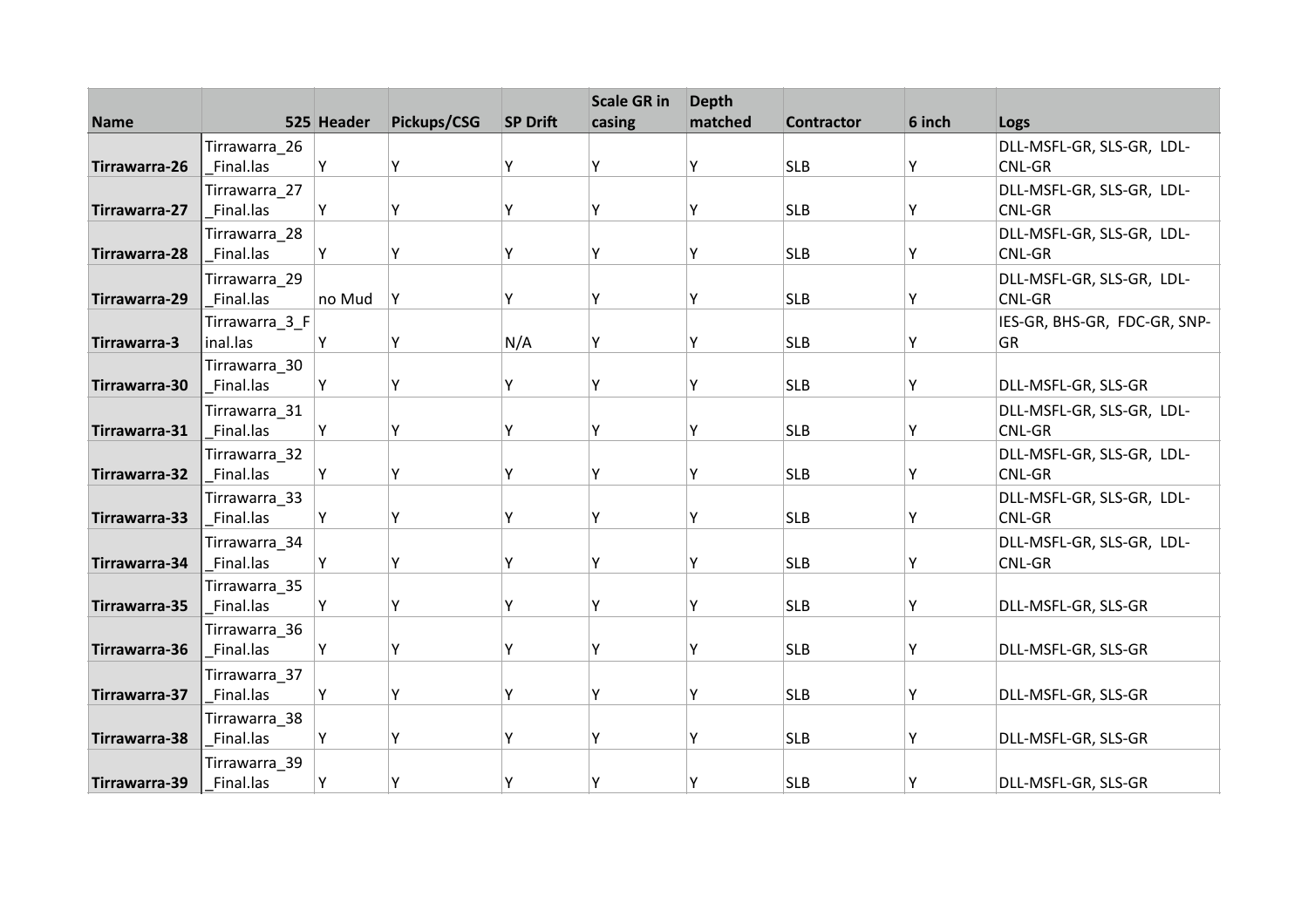| Name | 525 | Header | Pickups/CSG | SP Drift | Scale GR in casing | Depth matched | Contractor | 6 inch | Logs |
|---|---|---|---|---|---|---|---|---|---|
| **Tirrawarra-26** | Tirrawarra_26_Final.las | Y | Y | Y | Y | Y | SLB | Y | DLL-MSFL-GR, SLS-GR, LDL-CNL-GR |
| **Tirrawarra-27** | Tirrawarra_27_Final.las | Y | Y | Y | Y | Y | SLB | Y | DLL-MSFL-GR, SLS-GR, LDL-CNL-GR |
| **Tirrawarra-28** | Tirrawarra_28_Final.las | Y | Y | Y | Y | Y | SLB | Y | DLL-MSFL-GR, SLS-GR, LDL-CNL-GR |
| **Tirrawarra-29** | Tirrawarra_29_Final.las | no Mud | Y | Y | Y | Y | SLB | Y | DLL-MSFL-GR, SLS-GR, LDL-CNL-GR |
| **Tirrawarra-3** | Tirrawarra_3_Final.las | Y | Y | N/A | Y | Y | SLB | Y | IES-GR, BHS-GR, FDC-GR, SNP-GR |
| **Tirrawarra-30** | Tirrawarra_30_Final.las | Y | Y | Y | Y | Y | SLB | Y | DLL-MSFL-GR, SLS-GR |
| **Tirrawarra-31** | Tirrawarra_31_Final.las | Y | Y | Y | Y | Y | SLB | Y | DLL-MSFL-GR, SLS-GR, LDL-CNL-GR |
| **Tirrawarra-32** | Tirrawarra_32_Final.las | Y | Y | Y | Y | Y | SLB | Y | DLL-MSFL-GR, SLS-GR, LDL-CNL-GR |
| **Tirrawarra-33** | Tirrawarra_33_Final.las | Y | Y | Y | Y | Y | SLB | Y | DLL-MSFL-GR, SLS-GR, LDL-CNL-GR |
| **Tirrawarra-34** | Tirrawarra_34_Final.las | Y | Y | Y | Y | Y | SLB | Y | DLL-MSFL-GR, SLS-GR, LDL-CNL-GR |
| **Tirrawarra-35** | Tirrawarra_35_Final.las | Y | Y | Y | Y | Y | SLB | Y | DLL-MSFL-GR, SLS-GR |
| **Tirrawarra-36** | Tirrawarra_36_Final.las | Y | Y | Y | Y | Y | SLB | Y | DLL-MSFL-GR, SLS-GR |
| **Tirrawarra-37** | Tirrawarra_37_Final.las | Y | Y | Y | Y | Y | SLB | Y | DLL-MSFL-GR, SLS-GR |
| **Tirrawarra-38** | Tirrawarra_38_Final.las | Y | Y | Y | Y | Y | SLB | Y | DLL-MSFL-GR, SLS-GR |
| **Tirrawarra-39** | Tirrawarra_39_Final.las | Y | Y | Y | Y | Y | SLB | Y | DLL-MSFL-GR, SLS-GR |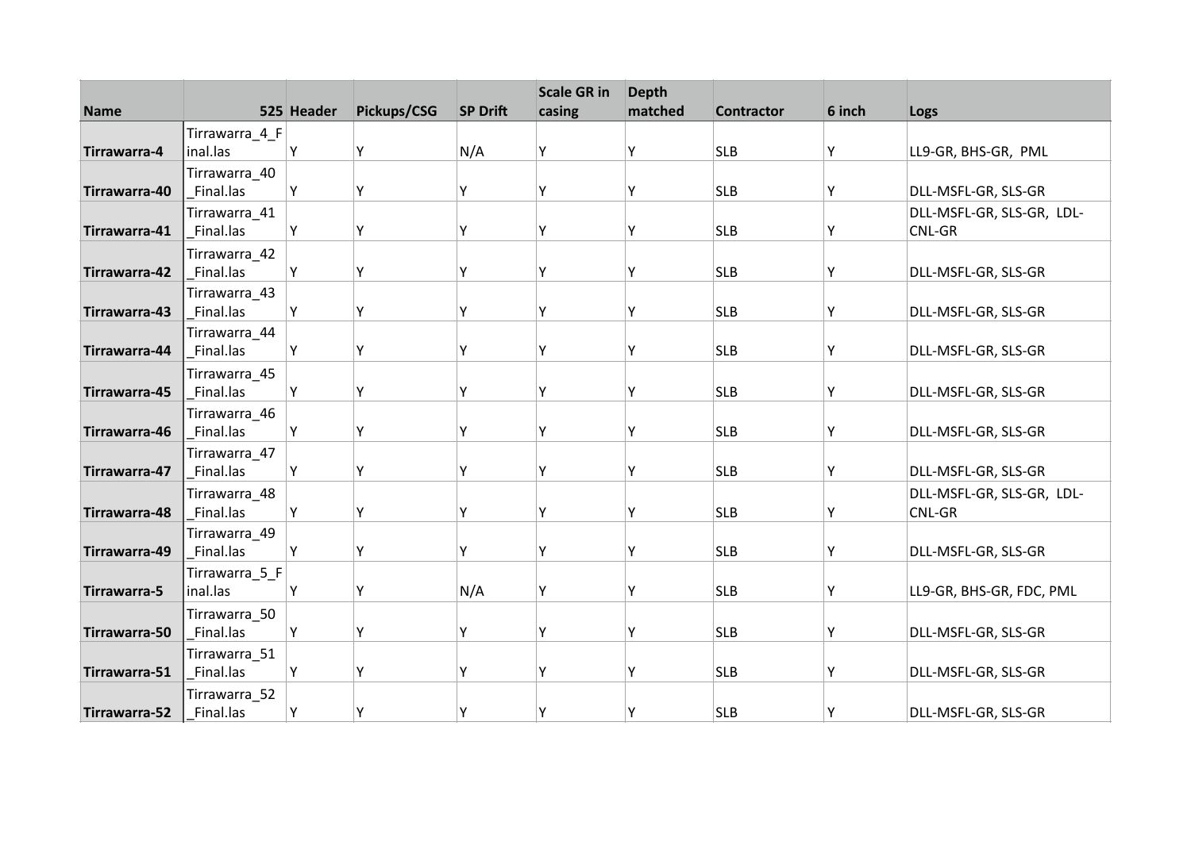| Name | 525 | Header | Pickups/CSG | SP Drift | Scale GR in casing | Depth matched | Contractor | 6 inch | Logs |
|---|---|---|---|---|---|---|---|---|---|
| Tirrawarra-4 | Tirrawarra_4_Final.las | Y | Y | N/A | Y | Y | SLB | Y | LL9-GR, BHS-GR, PML |
| Tirrawarra-40 | Tirrawarra_40_Final.las | Y | Y | Y | Y | Y | SLB | Y | DLL-MSFL-GR, SLS-GR |
| Tirrawarra-41 | Tirrawarra_41_Final.las | Y | Y | Y | Y | Y | SLB | Y | DLL-MSFL-GR, SLS-GR, LDL-CNL-GR |
| Tirrawarra-42 | Tirrawarra_42_Final.las | Y | Y | Y | Y | Y | SLB | Y | DLL-MSFL-GR, SLS-GR |
| Tirrawarra-43 | Tirrawarra_43_Final.las | Y | Y | Y | Y | Y | SLB | Y | DLL-MSFL-GR, SLS-GR |
| Tirrawarra-44 | Tirrawarra_44_Final.las | Y | Y | Y | Y | Y | SLB | Y | DLL-MSFL-GR, SLS-GR |
| Tirrawarra-45 | Tirrawarra_45_Final.las | Y | Y | Y | Y | Y | SLB | Y | DLL-MSFL-GR, SLS-GR |
| Tirrawarra-46 | Tirrawarra_46_Final.las | Y | Y | Y | Y | Y | SLB | Y | DLL-MSFL-GR, SLS-GR |
| Tirrawarra-47 | Tirrawarra_47_Final.las | Y | Y | Y | Y | Y | SLB | Y | DLL-MSFL-GR, SLS-GR |
| Tirrawarra-48 | Tirrawarra_48_Final.las | Y | Y | Y | Y | Y | SLB | Y | DLL-MSFL-GR, SLS-GR, LDL-CNL-GR |
| Tirrawarra-49 | Tirrawarra_49_Final.las | Y | Y | Y | Y | Y | SLB | Y | DLL-MSFL-GR, SLS-GR |
| Tirrawarra-5 | Tirrawarra_5_Final.las | Y | Y | N/A | Y | Y | SLB | Y | LL9-GR, BHS-GR, FDC, PML |
| Tirrawarra-50 | Tirrawarra_50_Final.las | Y | Y | Y | Y | Y | SLB | Y | DLL-MSFL-GR, SLS-GR |
| Tirrawarra-51 | Tirrawarra_51_Final.las | Y | Y | Y | Y | Y | SLB | Y | DLL-MSFL-GR, SLS-GR |
| Tirrawarra-52 | Tirrawarra_52_Final.las | Y | Y | Y | Y | Y | SLB | Y | DLL-MSFL-GR, SLS-GR |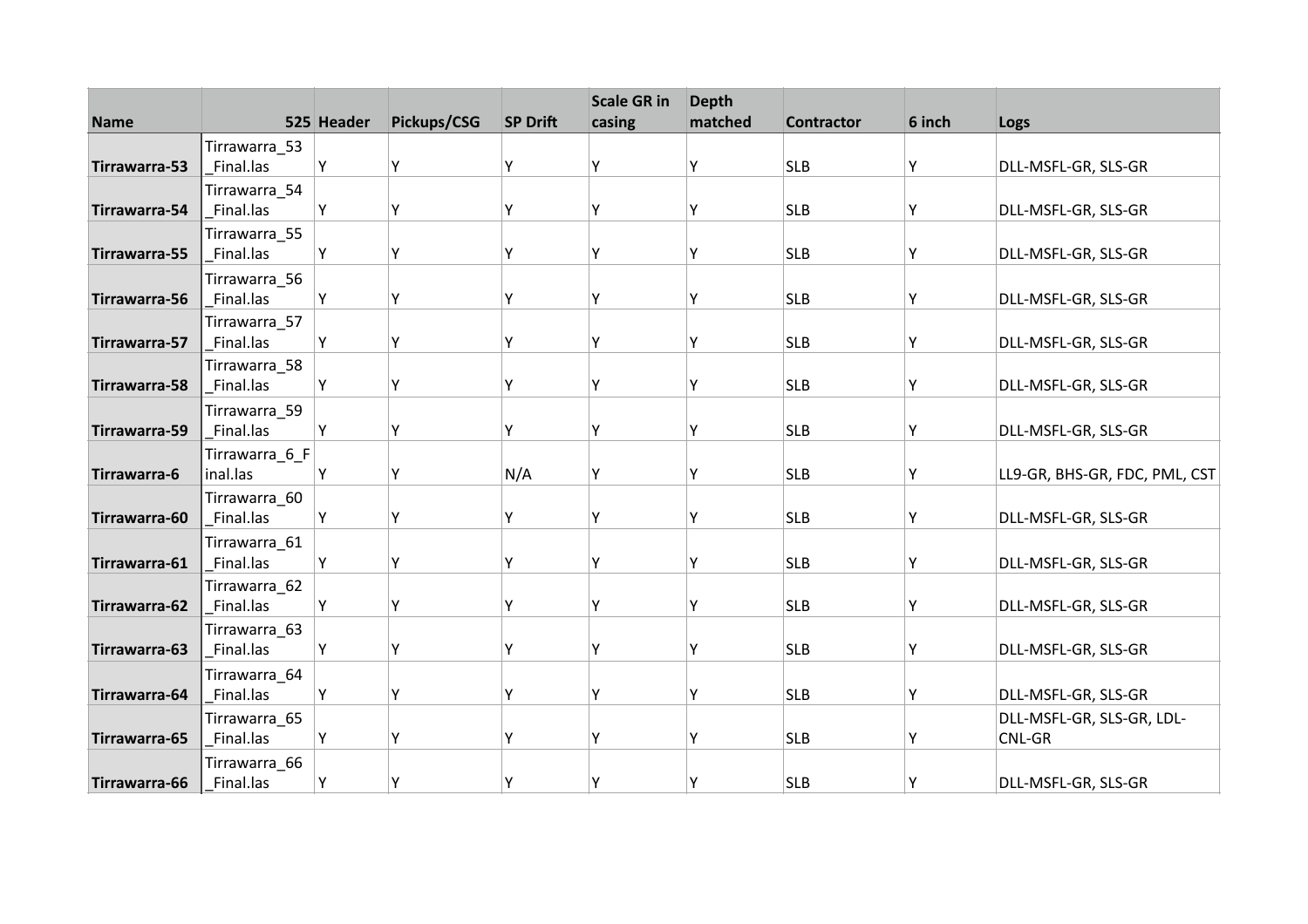| Name | 525 | Header | Pickups/CSG | SP Drift | Scale GR in casing | Depth matched | Contractor | 6 inch | Logs |
|---|---|---|---|---|---|---|---|---|---|
| **Tirrawarra-53** | Tirrawarra_53_Final.las | Y | Y | Y | Y | Y | SLB | Y | DLL-MSFL-GR, SLS-GR |
| **Tirrawarra-54** | Tirrawarra_54_Final.las | Y | Y | Y | Y | Y | SLB | Y | DLL-MSFL-GR, SLS-GR |
| **Tirrawarra-55** | Tirrawarra_55_Final.las | Y | Y | Y | Y | Y | SLB | Y | DLL-MSFL-GR, SLS-GR |
| **Tirrawarra-56** | Tirrawarra_56_Final.las | Y | Y | Y | Y | Y | SLB | Y | DLL-MSFL-GR, SLS-GR |
| **Tirrawarra-57** | Tirrawarra_57_Final.las | Y | Y | Y | Y | Y | SLB | Y | DLL-MSFL-GR, SLS-GR |
| **Tirrawarra-58** | Tirrawarra_58_Final.las | Y | Y | Y | Y | Y | SLB | Y | DLL-MSFL-GR, SLS-GR |
| **Tirrawarra-59** | Tirrawarra_59_Final.las | Y | Y | Y | Y | Y | SLB | Y | DLL-MSFL-GR, SLS-GR |
| **Tirrawarra-6** | Tirrawarra_6_Final.las | Y | Y | N/A | Y | Y | SLB | Y | LL9-GR, BHS-GR, FDC, PML, CST |
| **Tirrawarra-60** | Tirrawarra_60_Final.las | Y | Y | Y | Y | Y | SLB | Y | DLL-MSFL-GR, SLS-GR |
| **Tirrawarra-61** | Tirrawarra_61_Final.las | Y | Y | Y | Y | Y | SLB | Y | DLL-MSFL-GR, SLS-GR |
| **Tirrawarra-62** | Tirrawarra_62_Final.las | Y | Y | Y | Y | Y | SLB | Y | DLL-MSFL-GR, SLS-GR |
| **Tirrawarra-63** | Tirrawarra_63_Final.las | Y | Y | Y | Y | Y | SLB | Y | DLL-MSFL-GR, SLS-GR |
| **Tirrawarra-64** | Tirrawarra_64_Final.las | Y | Y | Y | Y | Y | SLB | Y | DLL-MSFL-GR, SLS-GR |
| **Tirrawarra-65** | Tirrawarra_65_Final.las | Y | Y | Y | Y | Y | SLB | Y | DLL-MSFL-GR, SLS-GR, LDL-CNL-GR |
| **Tirrawarra-66** | Tirrawarra_66_Final.las | Y | Y | Y | Y | Y | SLB | Y | DLL-MSFL-GR, SLS-GR |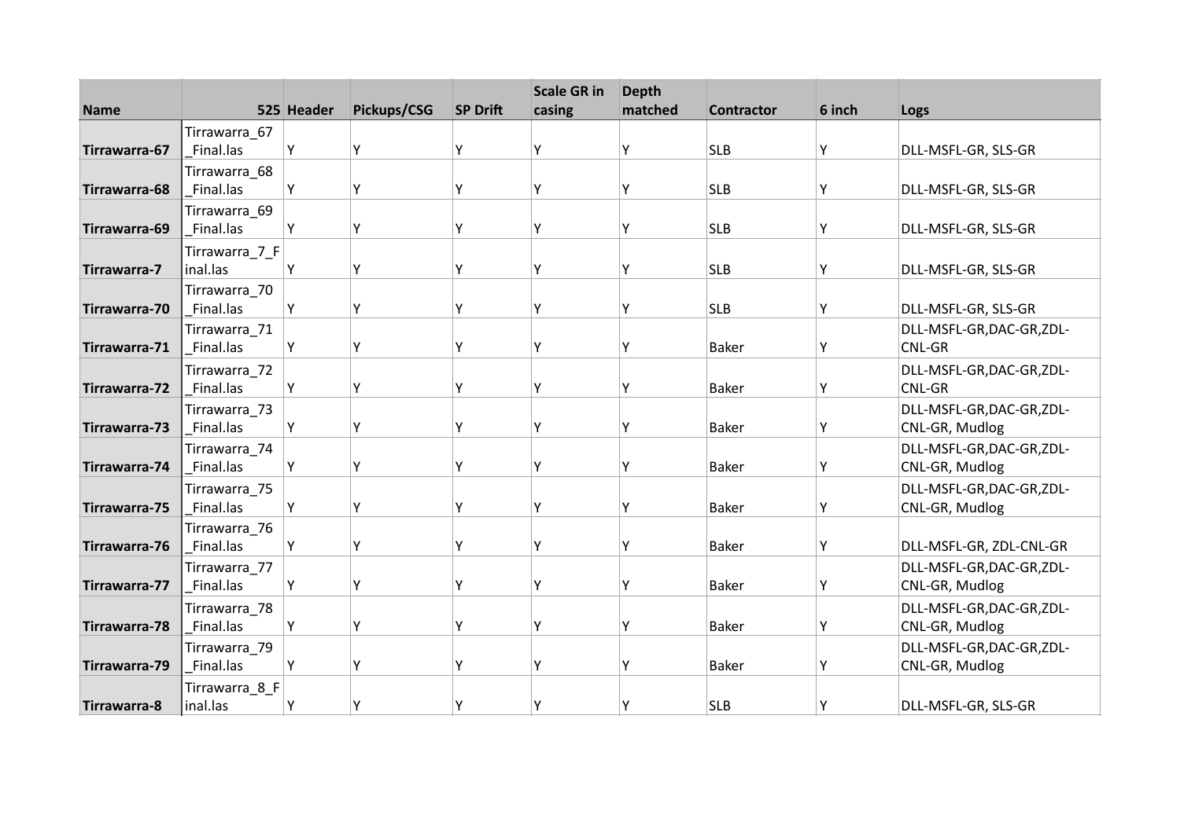| Name | 525 | Header | Pickups/CSG | SP Drift | Scale GR in casing | Depth matched | Contractor | 6 inch | Logs |
|---|---|---|---|---|---|---|---|---|---|
| **Tirrawarra-67** | Tirrawarra_67_Final.las | Y | Y | Y | Y | Y | SLB | Y | DLL-MSFL-GR, SLS-GR |
| **Tirrawarra-68** | Tirrawarra_68_Final.las | Y | Y | Y | Y | Y | SLB | Y | DLL-MSFL-GR, SLS-GR |
| **Tirrawarra-69** | Tirrawarra_69_Final.las | Y | Y | Y | Y | Y | SLB | Y | DLL-MSFL-GR, SLS-GR |
| **Tirrawarra-7** | Tirrawarra_7_Final.las | Y | Y | Y | Y | Y | SLB | Y | DLL-MSFL-GR, SLS-GR |
| **Tirrawarra-70** | Tirrawarra_70_Final.las | Y | Y | Y | Y | Y | SLB | Y | DLL-MSFL-GR, SLS-GR |
| **Tirrawarra-71** | Tirrawarra_71_Final.las | Y | Y | Y | Y | Y | Baker | Y | DLL-MSFL-GR,DAC-GR,ZDL-CNL-GR |
| **Tirrawarra-72** | Tirrawarra_72_Final.las | Y | Y | Y | Y | Y | Baker | Y | DLL-MSFL-GR,DAC-GR,ZDL-CNL-GR |
| **Tirrawarra-73** | Tirrawarra_73_Final.las | Y | Y | Y | Y | Y | Baker | Y | DLL-MSFL-GR,DAC-GR,ZDL-CNL-GR, Mudlog |
| **Tirrawarra-74** | Tirrawarra_74_Final.las | Y | Y | Y | Y | Y | Baker | Y | DLL-MSFL-GR,DAC-GR,ZDL-CNL-GR, Mudlog |
| **Tirrawarra-75** | Tirrawarra_75_Final.las | Y | Y | Y | Y | Y | Baker | Y | DLL-MSFL-GR,DAC-GR,ZDL-CNL-GR, Mudlog |
| **Tirrawarra-76** | Tirrawarra_76_Final.las | Y | Y | Y | Y | Y | Baker | Y | DLL-MSFL-GR, ZDL-CNL-GR |
| **Tirrawarra-77** | Tirrawarra_77_Final.las | Y | Y | Y | Y | Y | Baker | Y | DLL-MSFL-GR,DAC-GR,ZDL-CNL-GR, Mudlog |
| **Tirrawarra-78** | Tirrawarra_78_Final.las | Y | Y | Y | Y | Y | Baker | Y | DLL-MSFL-GR,DAC-GR,ZDL-CNL-GR, Mudlog |
| **Tirrawarra-79** | Tirrawarra_79_Final.las | Y | Y | Y | Y | Y | Baker | Y | DLL-MSFL-GR,DAC-GR,ZDL-CNL-GR, Mudlog |
| **Tirrawarra-8** | Tirrawarra_8_Final.las | Y | Y | Y | Y | Y | SLB | Y | DLL-MSFL-GR, SLS-GR |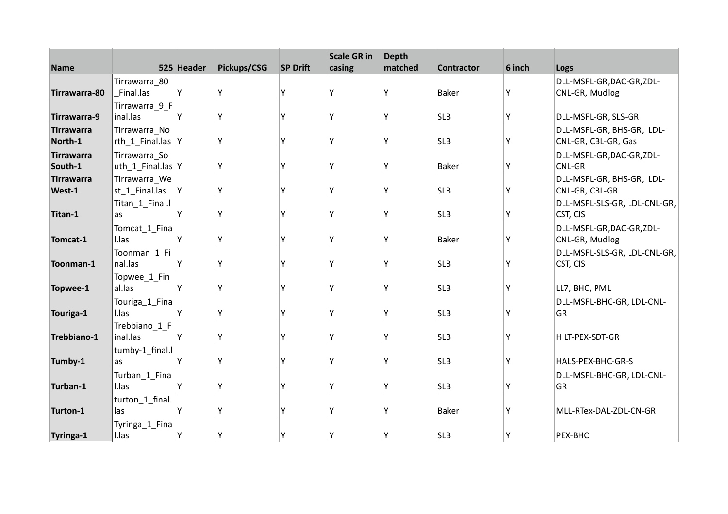| Name | 525 | Header | Pickups/CSG | SP Drift | Scale GR in casing | Depth matched | Contractor | 6 inch | Logs |
|---|---|---|---|---|---|---|---|---|---|
| **Tirrawarra-80** | Tirrawarra_80_Final.las | Y | Y | Y | Y | Y | Baker | Y | DLL-MSFL-GR,DAC-GR,ZDL-CNL-GR, Mudlog |
| **Tirrawarra-9** | Tirrawarra_9_Final.las | Y | Y | Y | Y | Y | SLB | Y | DLL-MSFL-GR, SLS-GR |
| **Tirrawarra North-1** | Tirrawarra_North_1_Final.las | Y | Y | Y | Y | Y | SLB | Y | DLL-MSFL-GR, BHS-GR, LDL-CNL-GR, CBL-GR, Gas |
| **Tirrawarra South-1** | Tirrawarra_South_1_Final.las | Y | Y | Y | Y | Y | Baker | Y | DLL-MSFL-GR,DAC-GR,ZDL-CNL-GR |
| **Tirrawarra West-1** | Tirrawarra_West_1_Final.las | Y | Y | Y | Y | Y | SLB | Y | DLL-MSFL-GR, BHS-GR, LDL-CNL-GR, CBL-GR |
| **Titan-1** | Titan_1_Final.las | Y | Y | Y | Y | Y | SLB | Y | DLL-MSFL-SLS-GR, LDL-CNL-GR, CST, CIS |
| **Tomcat-1** | Tomcat_1_Final.las | Y | Y | Y | Y | Y | Baker | Y | DLL-MSFL-GR,DAC-GR,ZDL-CNL-GR, Mudlog |
| **Toonman-1** | Toonman_1_Final.las | Y | Y | Y | Y | Y | SLB | Y | DLL-MSFL-SLS-GR, LDL-CNL-GR, CST, CIS |
| **Topwee-1** | Topwee_1_Final.las | Y | Y | Y | Y | Y | SLB | Y | LL7, BHC, PML |
| **Touriga-1** | Touriga_1_Final.las | Y | Y | Y | Y | Y | SLB | Y | DLL-MSFL-BHC-GR, LDL-CNL-GR |
| **Trebbiano-1** | Trebbiano_1_Final.las | Y | Y | Y | Y | Y | SLB | Y | HILT-PEX-SDT-GR |
| **Tumby-1** | tumby-1_final.las | Y | Y | Y | Y | Y | SLB | Y | HALS-PEX-BHC-GR-S |
| **Turban-1** | Turban_1_Final.las | Y | Y | Y | Y | Y | SLB | Y | DLL-MSFL-BHC-GR, LDL-CNL-GR |
| **Turton-1** | turton_1_final.las | Y | Y | Y | Y | Y | Baker | Y | MLL-RTex-DAL-ZDL-CN-GR |
| **Tyringa-1** | Tyringa_1_Final.las | Y | Y | Y | Y | Y | SLB | Y | PEX-BHC |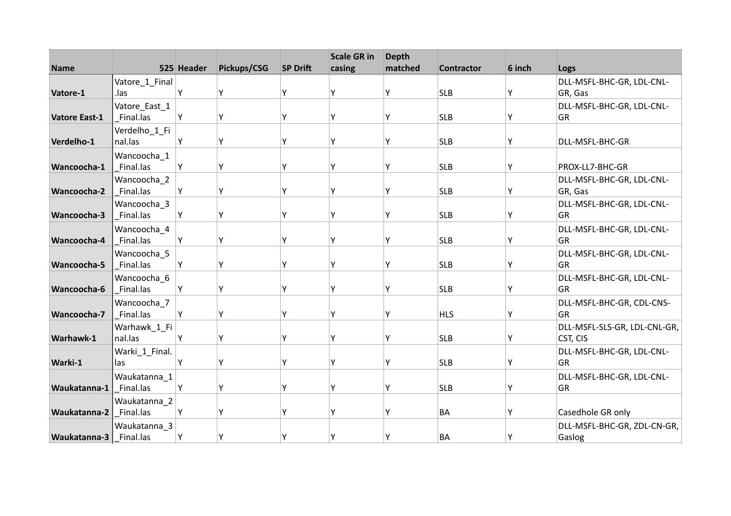| Name | 525 | Header | Pickups/CSG | SP Drift | Scale GR in casing | Depth matched | Contractor | 6 inch | Logs |
|---|---|---|---|---|---|---|---|---|---|
| **Vatore-1** | Vatore_1_Final.las | Y | Y | Y | Y | Y | SLB | Y | DLL-MSFL-BHC-GR, LDL-CNL-GR, Gas |
| **Vatore East-1** | Vatore_East_1_Final.las | Y | Y | Y | Y | Y | SLB | Y | DLL-MSFL-BHC-GR, LDL-CNL-GR |
| **Verdelho-1** | Verdelho_1_Final.las | Y | Y | Y | Y | Y | SLB | Y | DLL-MSFL-BHC-GR |
| **Wancoocha-1** | Wancoocha_1_Final.las | Y | Y | Y | Y | Y | SLB | Y | PROX-LL7-BHC-GR |
| **Wancoocha-2** | Wancoocha_2_Final.las | Y | Y | Y | Y | Y | SLB | Y | DLL-MSFL-BHC-GR, LDL-CNL-GR, Gas |
| **Wancoocha-3** | Wancoocha_3_Final.las | Y | Y | Y | Y | Y | SLB | Y | DLL-MSFL-BHC-GR, LDL-CNL-GR |
| **Wancoocha-4** | Wancoocha_4_Final.las | Y | Y | Y | Y | Y | SLB | Y | DLL-MSFL-BHC-GR, LDL-CNL-GR |
| **Wancoocha-5** | Wancoocha_5_Final.las | Y | Y | Y | Y | Y | SLB | Y | DLL-MSFL-BHC-GR, LDL-CNL-GR |
| **Wancoocha-6** | Wancoocha_6_Final.las | Y | Y | Y | Y | Y | SLB | Y | DLL-MSFL-BHC-GR, LDL-CNL-GR |
| **Wancoocha-7** | Wancoocha_7_Final.las | Y | Y | Y | Y | Y | HLS | Y | DLL-MSFL-BHC-GR, CDL-CNS-GR |
| **Warhawk-1** | Warhawk_1_Final.las | Y | Y | Y | Y | Y | SLB | Y | DLL-MSFL-SLS-GR, LDL-CNL-GR, CST, CIS |
| **Warki-1** | Warki_1_Final.las | Y | Y | Y | Y | Y | SLB | Y | DLL-MSFL-BHC-GR, LDL-CNL-GR |
| **Waukatanna-1** | Waukatanna_1_Final.las | Y | Y | Y | Y | Y | SLB | Y | DLL-MSFL-BHC-GR, LDL-CNL-GR |
| **Waukatanna-2** | Waukatanna_2_Final.las | Y | Y | Y | Y | Y | BA | Y | Casedhole GR only |
| **Waukatanna-3** | Waukatanna_3_Final.las | Y | Y | Y | Y | Y | BA | Y | DLL-MSFL-BHC-GR, ZDL-CN-GR, Gaslog |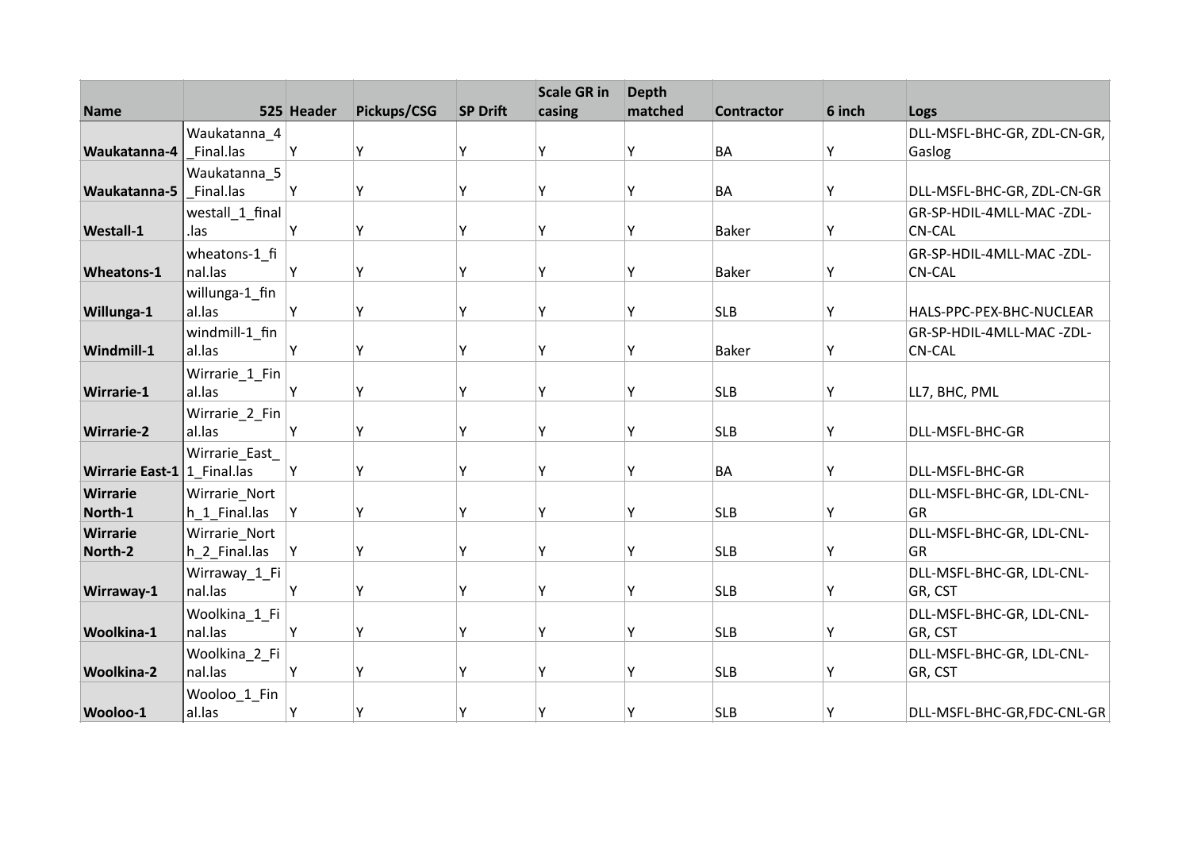| Name | 525 | Header | Pickups/CSG | SP Drift | Scale GR in casing | Depth matched | Contractor | 6 inch | Logs |
|---|---|---|---|---|---|---|---|---|---|
| **Waukatanna-4** | Waukatanna_4_Final.las | Y | Y | Y | Y | Y | BA | Y | DLL-MSFL-BHC-GR, ZDL-CN-GR, Gaslog |
| **Waukatanna-5** | Waukatanna_5_Final.las | Y | Y | Y | Y | Y | BA | Y | DLL-MSFL-BHC-GR, ZDL-CN-GR |
| **Westall-1** | westall_1_final.las | Y | Y | Y | Y | Y | Baker | Y | GR-SP-HDIL-4MLL-MAC -ZDL-CN-CAL |
| **Wheatons-1** | wheatons-1_final.las | Y | Y | Y | Y | Y | Baker | Y | GR-SP-HDIL-4MLL-MAC -ZDL-CN-CAL |
| **Willunga-1** | willunga-1_final.las | Y | Y | Y | Y | Y | SLB | Y | HALS-PPC-PEX-BHC-NUCLEAR |
| **Windmill-1** | windmill-1_final.las | Y | Y | Y | Y | Y | Baker | Y | GR-SP-HDIL-4MLL-MAC -ZDL-CN-CAL |
| **Wirrarie-1** | Wirrarie_1_Final.las | Y | Y | Y | Y | Y | SLB | Y | LL7, BHC, PML |
| **Wirrarie-2** | Wirrarie_2_Final.las | Y | Y | Y | Y | Y | SLB | Y | DLL-MSFL-BHC-GR |
| **Wirrarie East-1** | Wirrarie_East_1_Final.las | Y | Y | Y | Y | Y | BA | Y | DLL-MSFL-BHC-GR |
| **Wirrarie North-1** | Wirrarie_North_1_Final.las | Y | Y | Y | Y | Y | SLB | Y | DLL-MSFL-BHC-GR, LDL-CNL-GR |
| **Wirrarie North-2** | Wirrarie_North_2_Final.las | Y | Y | Y | Y | Y | SLB | Y | DLL-MSFL-BHC-GR, LDL-CNL-GR |
| **Wirraway-1** | Wirraway_1_Final.las | Y | Y | Y | Y | Y | SLB | Y | DLL-MSFL-BHC-GR, LDL-CNL-GR, CST |
| **Woolkina-1** | Woolkina_1_Final.las | Y | Y | Y | Y | Y | SLB | Y | DLL-MSFL-BHC-GR, LDL-CNL-GR, CST |
| **Woolkina-2** | Woolkina_2_Final.las | Y | Y | Y | Y | Y | SLB | Y | DLL-MSFL-BHC-GR, LDL-CNL-GR, CST |
| **Wooloo-1** | Wooloo_1_Final.las | Y | Y | Y | Y | Y | SLB | Y | DLL-MSFL-BHC-GR,FDC-CNL-GR |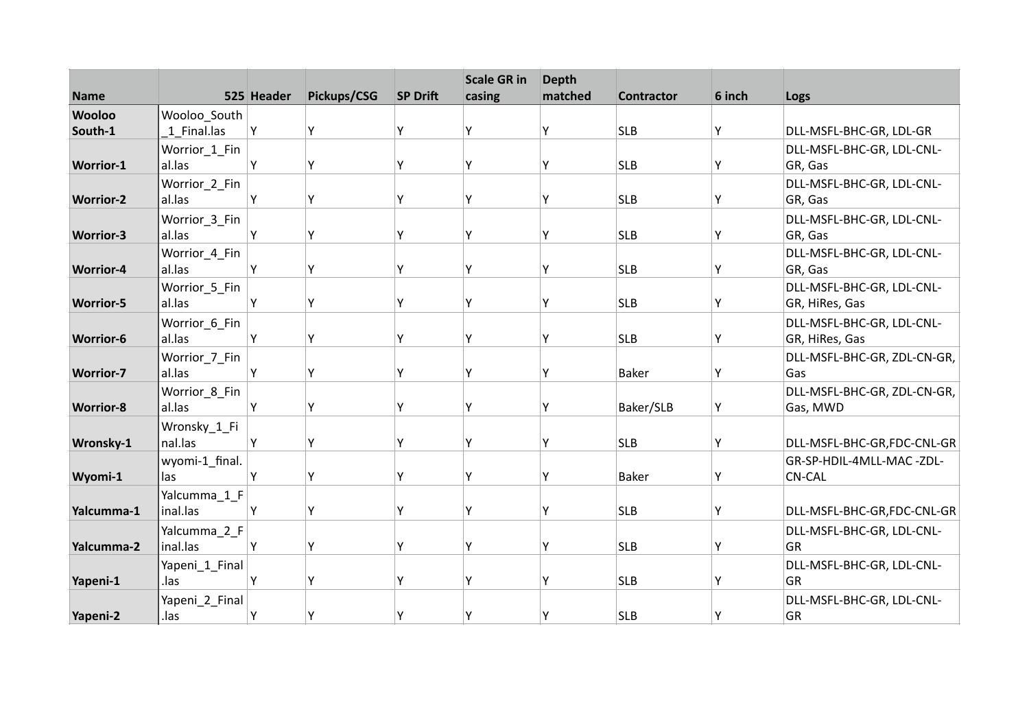| Name | 525 | Header | Pickups/CSG | SP Drift | Scale GR in casing | Depth matched | Contractor | 6 inch | Logs |
|---|---|---|---|---|---|---|---|---|---|
| **Wooloo South-1** | Wooloo_South_1_Final.las | Y | Y | Y | Y | Y | SLB | Y | DLL-MSFL-BHC-GR, LDL-GR |
| **Worrior-1** | Worrior_1_Final.las | Y | Y | Y | Y | Y | SLB | Y | DLL-MSFL-BHC-GR, LDL-CNL-GR, Gas |
| **Worrior-2** | Worrior_2_Final.las | Y | Y | Y | Y | Y | SLB | Y | DLL-MSFL-BHC-GR, LDL-CNL-GR, Gas |
| **Worrior-3** | Worrior_3_Final.las | Y | Y | Y | Y | Y | SLB | Y | DLL-MSFL-BHC-GR, LDL-CNL-GR, Gas |
| **Worrior-4** | Worrior_4_Final.las | Y | Y | Y | Y | Y | SLB | Y | DLL-MSFL-BHC-GR, LDL-CNL-GR, Gas |
| **Worrior-5** | Worrior_5_Final.las | Y | Y | Y | Y | Y | SLB | Y | DLL-MSFL-BHC-GR, LDL-CNL-GR, HiRes, Gas |
| **Worrior-6** | Worrior_6_Final.las | Y | Y | Y | Y | Y | SLB | Y | DLL-MSFL-BHC-GR, LDL-CNL-GR, HiRes, Gas |
| **Worrior-7** | Worrior_7_Final.las | Y | Y | Y | Y | Y | Baker | Y | DLL-MSFL-BHC-GR, ZDL-CN-GR, Gas |
| **Worrior-8** | Worrior_8_Final.las | Y | Y | Y | Y | Y | Baker/SLB | Y | DLL-MSFL-BHC-GR, ZDL-CN-GR, Gas, MWD |
| **Wronsky-1** | Wronsky_1_Final.las | Y | Y | Y | Y | Y | SLB | Y | DLL-MSFL-BHC-GR,FDC-CNL-GR |
| **Wyomi-1** | wyomi-1_final.las | Y | Y | Y | Y | Y | Baker | Y | GR-SP-HDIL-4MLL-MAC -ZDL-CN-CAL |
| **Yalcumma-1** | Yalcumma_1_Final.las | Y | Y | Y | Y | Y | SLB | Y | DLL-MSFL-BHC-GR,FDC-CNL-GR |
| **Yalcumma-2** | Yalcumma_2_Final.las | Y | Y | Y | Y | Y | SLB | Y | DLL-MSFL-BHC-GR, LDL-CNL-GR |
| **Yapeni-1** | Yapeni_1_Final.las | Y | Y | Y | Y | Y | SLB | Y | DLL-MSFL-BHC-GR, LDL-CNL-GR |
| **Yapeni-2** | Yapeni_2_Final.las | Y | Y | Y | Y | Y | SLB | Y | DLL-MSFL-BHC-GR, LDL-CNL-GR |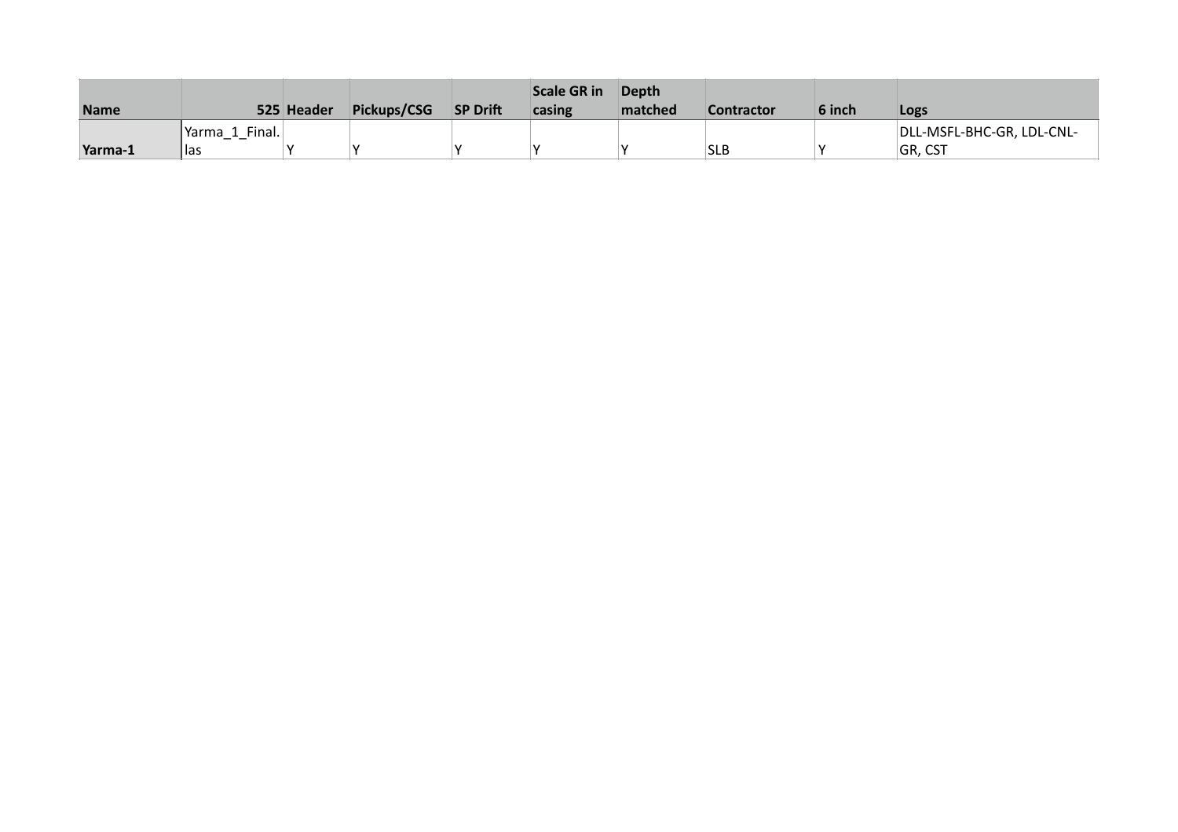| Name | 525 | Header | Pickups/CSG | SP Drift | Scale GR in casing | Depth matched | Contractor | 6 inch | Logs |
|---|---|---|---|---|---|---|---|---|---|
| **Yarma-1** | Yarma_1_Final.las | Y | Y | Y | Y | Y | SLB | Y | DLL-MSFL-BHC-GR, LDL-CNL-GR, CST |